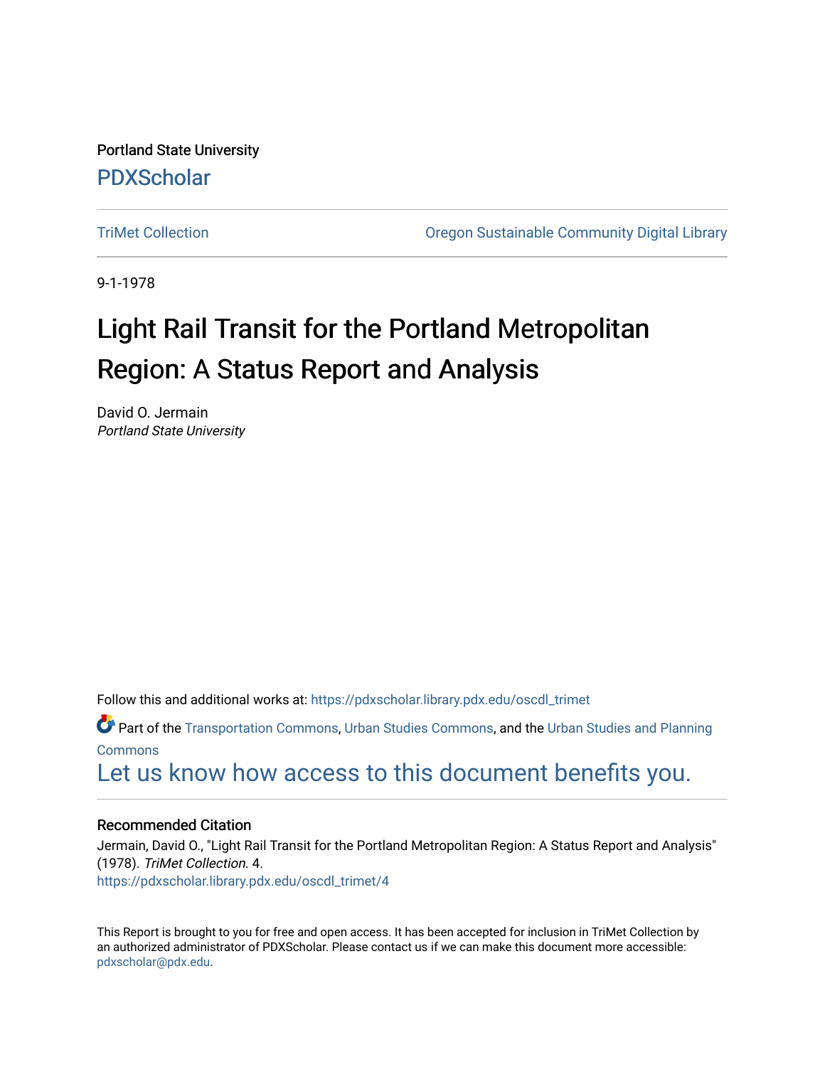Portland State University

PDXScholar

TriMet Collection

Oregon Sustainable Community Digital Library

9-1-1978

# Light Rail Transit for the Portland Metropolitan Region: A Status Report and Analysis

David O. Jermain

*Portland State University*

Follow this and additional works at: https://pdxscholar.library.pdx.edu/oscdl_trimet

Part of the Transportation Commons, Urban Studies Commons, and the Urban Studies and Planning Commons

Let us know how access to this document benefits you.

### Recommended Citation

Jermain, David O., "Light Rail Transit for the Portland Metropolitan Region: A Status Report and Analysis" (1978). *TriMet Collection*. 4.

https://pdxscholar.library.pdx.edu/oscdl_trimet/4

This Report is brought to you for free and open access. It has been accepted for inclusion in TriMet Collection by an authorized administrator of PDXScholar. Please contact us if we can make this document more accessible: pdxscholar@pdx.edu.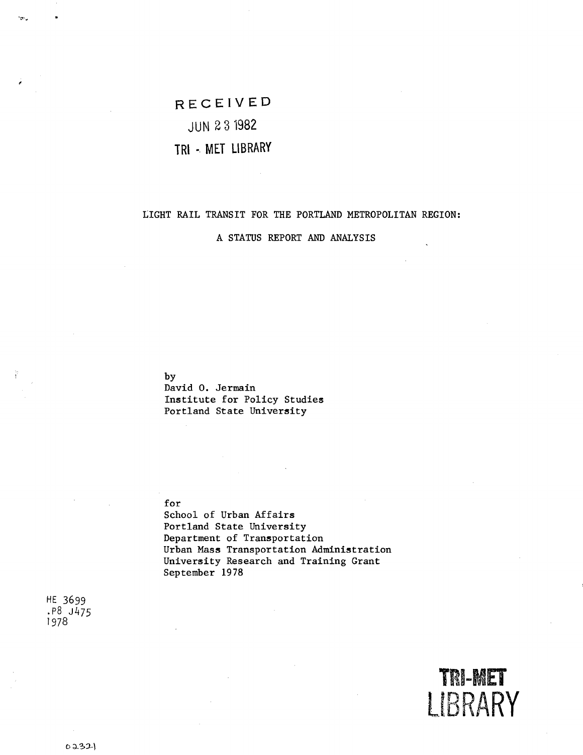RECEIVED

JUN 23 1982

TRI - MET LIBRARY

# LIGHT RAIL TRANSIT FOR THE PORTLAND METROPOLITAN REGION:

## A STATUS REPORT AND ANALYSIS

by
David O. Jermain
Institute for Policy Studies
Portland State University

for
School of Urban Affairs
Portland State University
Department of Transportation
Urban Mass Transportation Administration
University Research and Training Grant
September 1978

HE 3699
.P8 J475
1978

TRI-MET
LIBRARY

02321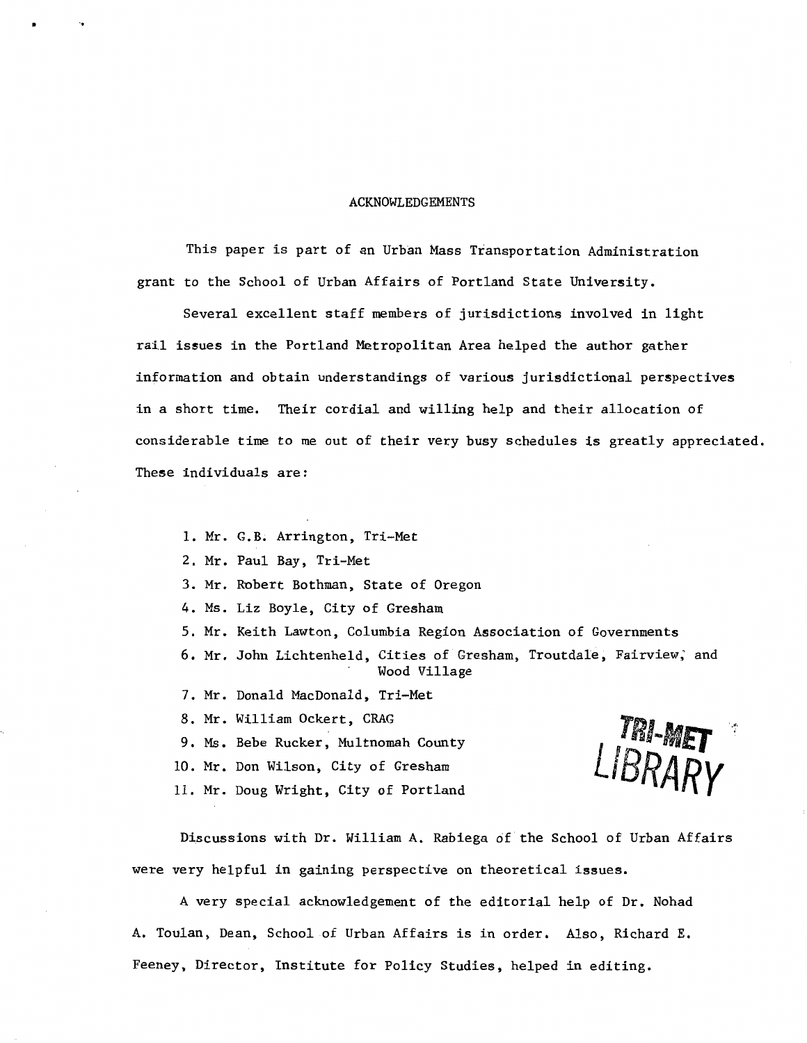## ACKNOWLEDGEMENTS

This paper is part of an Urban Mass Transportation Administration grant to the School of Urban Affairs of Portland State University.

Several excellent staff members of jurisdictions involved in light rail issues in the Portland Metropolitan Area helped the author gather information and obtain understandings of various jurisdictional perspectives in a short time. Their cordial and willing help and their allocation of considerable time to me out of their very busy schedules is greatly appreciated. These individuals are:

1. Mr. G.B. Arrington, Tri-Met
2. Mr. Paul Bay, Tri-Met
3. Mr. Robert Bothman, State of Oregon
4. Ms. Liz Boyle, City of Gresham
5. Mr. Keith Lawton, Columbia Region Association of Governments
6. Mr. John Lichtenheld, Cities of Gresham, Troutdale, Fairview, and Wood Village
7. Mr. Donald MacDonald, Tri-Met
8. Mr. William Ockert, CRAG
9. Ms. Bebe Rucker, Multnomah County
10. Mr. Don Wilson, City of Gresham
11. Mr. Doug Wright, City of Portland

TRI-MET LIBRARY

Discussions with Dr. William A. Rabiega of the School of Urban Affairs were very helpful in gaining perspective on theoretical issues.

A very special acknowledgement of the editorial help of Dr. Nohad A. Toulan, Dean, School of Urban Affairs is in order. Also, Richard E. Feeney, Director, Institute for Policy Studies, helped in editing.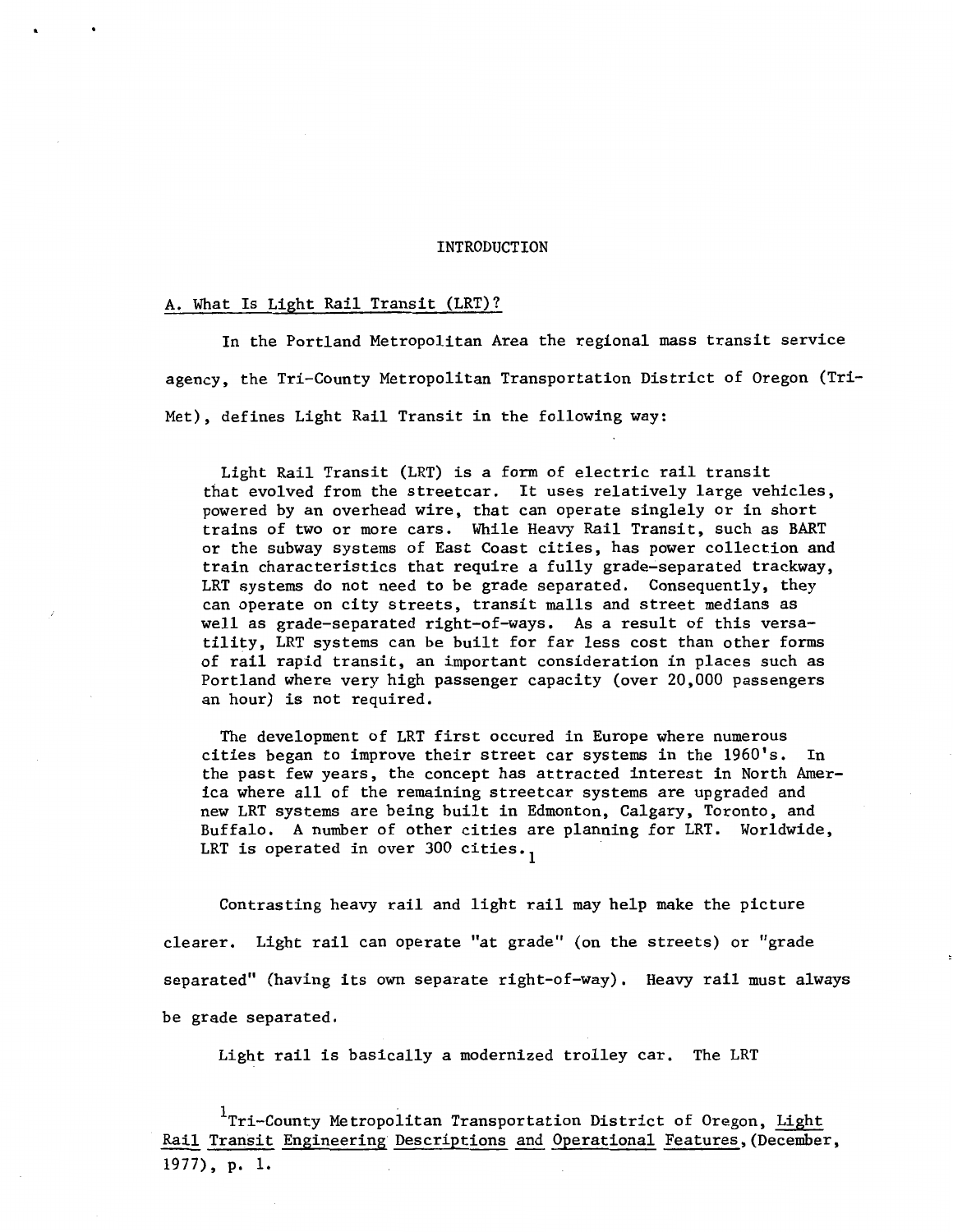# INTRODUCTION

## A. What Is Light Rail Transit (LRT)?

In the Portland Metropolitan Area the regional mass transit service agency, the Tri-County Metropolitan Transportation District of Oregon (Tri-Met), defines Light Rail Transit in the following way:

> Light Rail Transit (LRT) is a form of electric rail transit that evolved from the streetcar. It uses relatively large vehicles, powered by an overhead wire, that can operate singlely or in short trains of two or more cars. While Heavy Rail Transit, such as BART or the subway systems of East Coast cities, has power collection and train characteristics that require a fully grade-separated trackway, LRT systems do not need to be grade separated. Consequently, they can operate on city streets, transit malls and street medians as well as grade-separated right-of-ways. As a result of this versatility, LRT systems can be built for far less cost than other forms of rail rapid transit, an important consideration in places such as Portland where very high passenger capacity (over 20,000 passengers an hour) is not required.
>
> The development of LRT first occured in Europe where numerous cities began to improve their street car systems in the 1960's. In the past few years, the concept has attracted interest in North America where all of the remaining streetcar systems are upgraded and new LRT systems are being built in Edmonton, Calgary, Toronto, and Buffalo. A number of other cities are planning for LRT. Worldwide, LRT is operated in over 300 cities.[1]

Contrasting heavy rail and light rail may help make the picture clearer. Light rail can operate "at grade" (on the streets) or "grade separated" (having its own separate right-of-way). Heavy rail must always be grade separated.

Light rail is basically a modernized trolley car. The LRT

---

[1] Tri-County Metropolitan Transportation District of Oregon, Light Rail Transit Engineering Descriptions and Operational Features, (December, 1977), p. 1.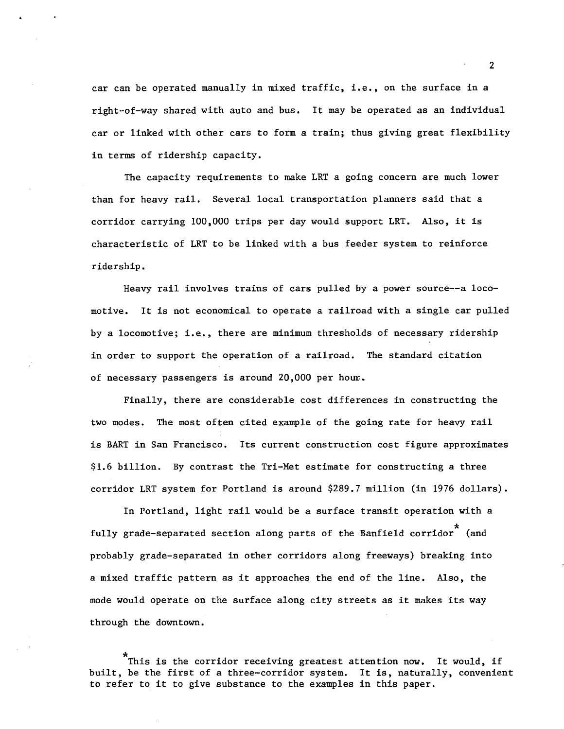car can be operated manually in mixed traffic, i.e., on the surface in a right-of-way shared with auto and bus. It may be operated as an individual car or linked with other cars to form a train; thus giving great flexibility in terms of ridership capacity.

The capacity requirements to make LRT a going concern are much lower than for heavy rail. Several local transportation planners said that a corridor carrying 100,000 trips per day would support LRT. Also, it is characteristic of LRT to be linked with a bus feeder system to reinforce ridership.

Heavy rail involves trains of cars pulled by a power source--a locomotive. It is not economical to operate a railroad with a single car pulled by a locomotive; i.e., there are minimum thresholds of necessary ridership in order to support the operation of a railroad. The standard citation of necessary passengers is around 20,000 per hour.

Finally, there are considerable cost differences in constructing the two modes. The most often cited example of the going rate for heavy rail is BART in San Francisco. Its current construction cost figure approximates $1.6 billion. By contrast the Tri-Met estimate for constructing a three corridor LRT system for Portland is around $289.7 million (in 1976 dollars).

In Portland, light rail would be a surface transit operation with a fully grade-separated section along parts of the Banfield corridor* (and probably grade-separated in other corridors along freeways) breaking into a mixed traffic pattern as it approaches the end of the line. Also, the mode would operate on the surface along city streets as it makes its way through the downtown.

*This is the corridor receiving greatest attention now. It would, if built, be the first of a three-corridor system. It is, naturally, convenient to refer to it to give substance to the examples in this paper.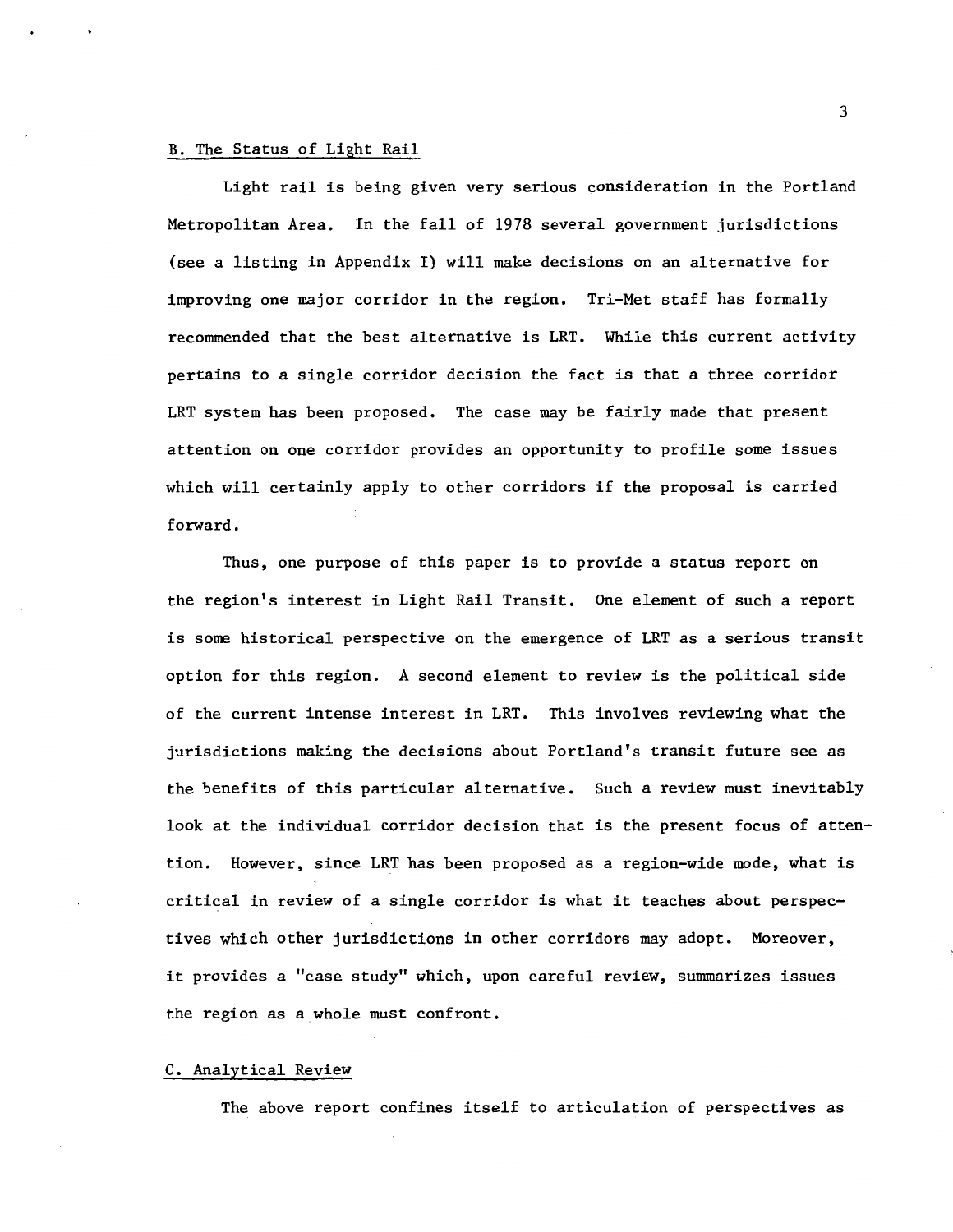## B. The Status of Light Rail

Light rail is being given very serious consideration in the Portland Metropolitan Area. In the fall of 1978 several government jurisdictions (see a listing in Appendix I) will make decisions on an alternative for improving one major corridor in the region. Tri-Met staff has formally recommended that the best alternative is LRT. While this current activity pertains to a single corridor decision the fact is that a three corridor LRT system has been proposed. The case may be fairly made that present attention on one corridor provides an opportunity to profile some issues which will certainly apply to other corridors if the proposal is carried forward.

Thus, one purpose of this paper is to provide a status report on the region's interest in Light Rail Transit. One element of such a report is some historical perspective on the emergence of LRT as a serious transit option for this region. A second element to review is the political side of the current intense interest in LRT. This involves reviewing what the jurisdictions making the decisions about Portland's transit future see as the benefits of this particular alternative. Such a review must inevitably look at the individual corridor decision that is the present focus of attention. However, since LRT has been proposed as a region-wide mode, what is critical in review of a single corridor is what it teaches about perspectives which other jurisdictions in other corridors may adopt. Moreover, it provides a "case study" which, upon careful review, summarizes issues the region as a whole must confront.

## C. Analytical Review

The above report confines itself to articulation of perspectives as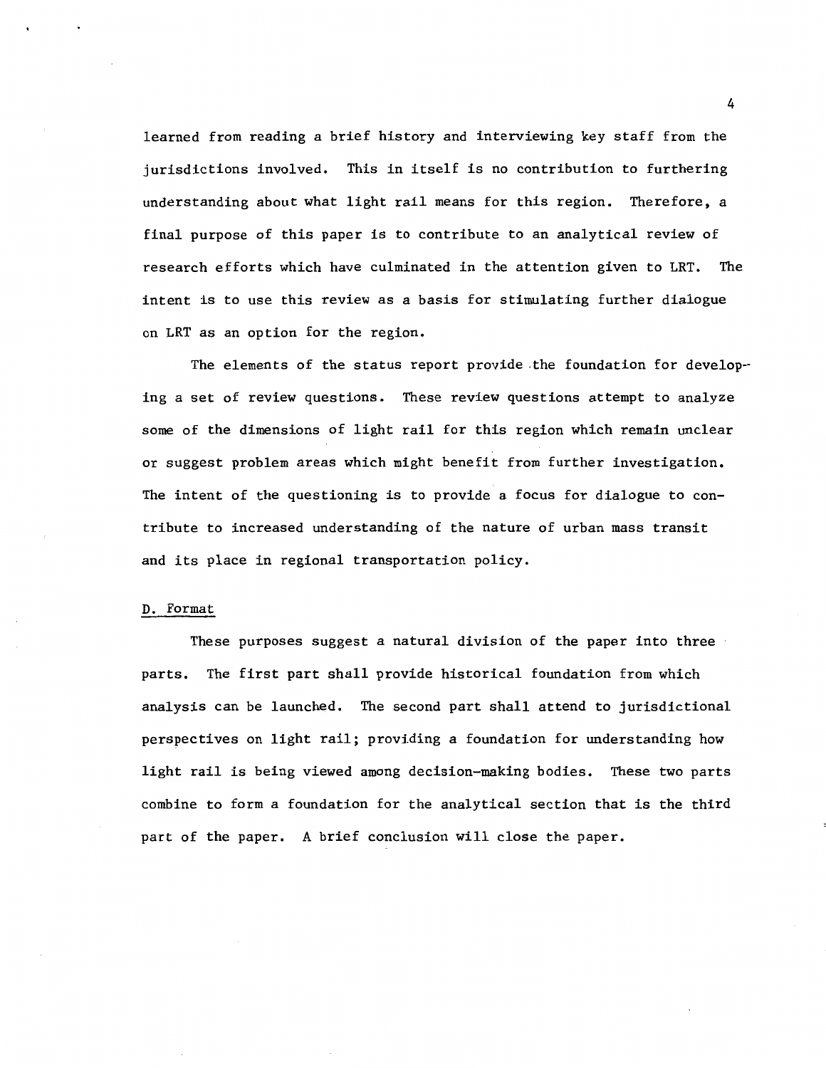learned from reading a brief history and interviewing key staff from the jurisdictions involved. This in itself is no contribution to furthering understanding about what light rail means for this region. Therefore, a final purpose of this paper is to contribute to an analytical review of research efforts which have culminated in the attention given to LRT. The intent is to use this review as a basis for stimulating further dialogue on LRT as an option for the region.

The elements of the status report provide the foundation for developing a set of review questions. These review questions attempt to analyze some of the dimensions of light rail for this region which remain unclear or suggest problem areas which might benefit from further investigation. The intent of the questioning is to provide a focus for dialogue to contribute to increased understanding of the nature of urban mass transit and its place in regional transportation policy.

## D. Format

These purposes suggest a natural division of the paper into three parts. The first part shall provide historical foundation from which analysis can be launched. The second part shall attend to jurisdictional perspectives on light rail; providing a foundation for understanding how light rail is being viewed among decision-making bodies. These two parts combine to form a foundation for the analytical section that is the third part of the paper. A brief conclusion will close the paper.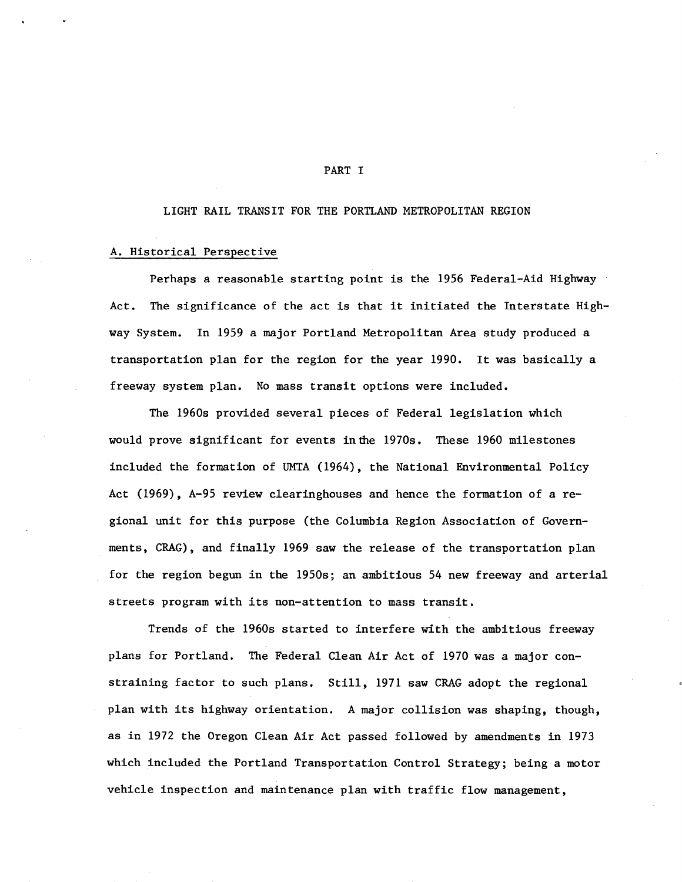# PART I

## LIGHT RAIL TRANSIT FOR THE PORTLAND METROPOLITAN REGION

### A. Historical Perspective

Perhaps a reasonable starting point is the 1956 Federal-Aid Highway Act. The significance of the act is that it initiated the Interstate Highway System. In 1959 a major Portland Metropolitan Area study produced a transportation plan for the region for the year 1990. It was basically a freeway system plan. No mass transit options were included.

The 1960s provided several pieces of Federal legislation which would prove significant for events in the 1970s. These 1960 milestones included the formation of UMTA (1964), the National Environmental Policy Act (1969), A-95 review clearinghouses and hence the formation of a regional unit for this purpose (the Columbia Region Association of Governments, CRAG), and finally 1969 saw the release of the transportation plan for the region begun in the 1950s; an ambitious 54 new freeway and arterial streets program with its non-attention to mass transit.

Trends of the 1960s started to interfere with the ambitious freeway plans for Portland. The Federal Clean Air Act of 1970 was a major constraining factor to such plans. Still, 1971 saw CRAG adopt the regional plan with its highway orientation. A major collision was shaping, though, as in 1972 the Oregon Clean Air Act passed followed by amendments in 1973 which included the Portland Transportation Control Strategy; being a motor vehicle inspection and maintenance plan with traffic flow management,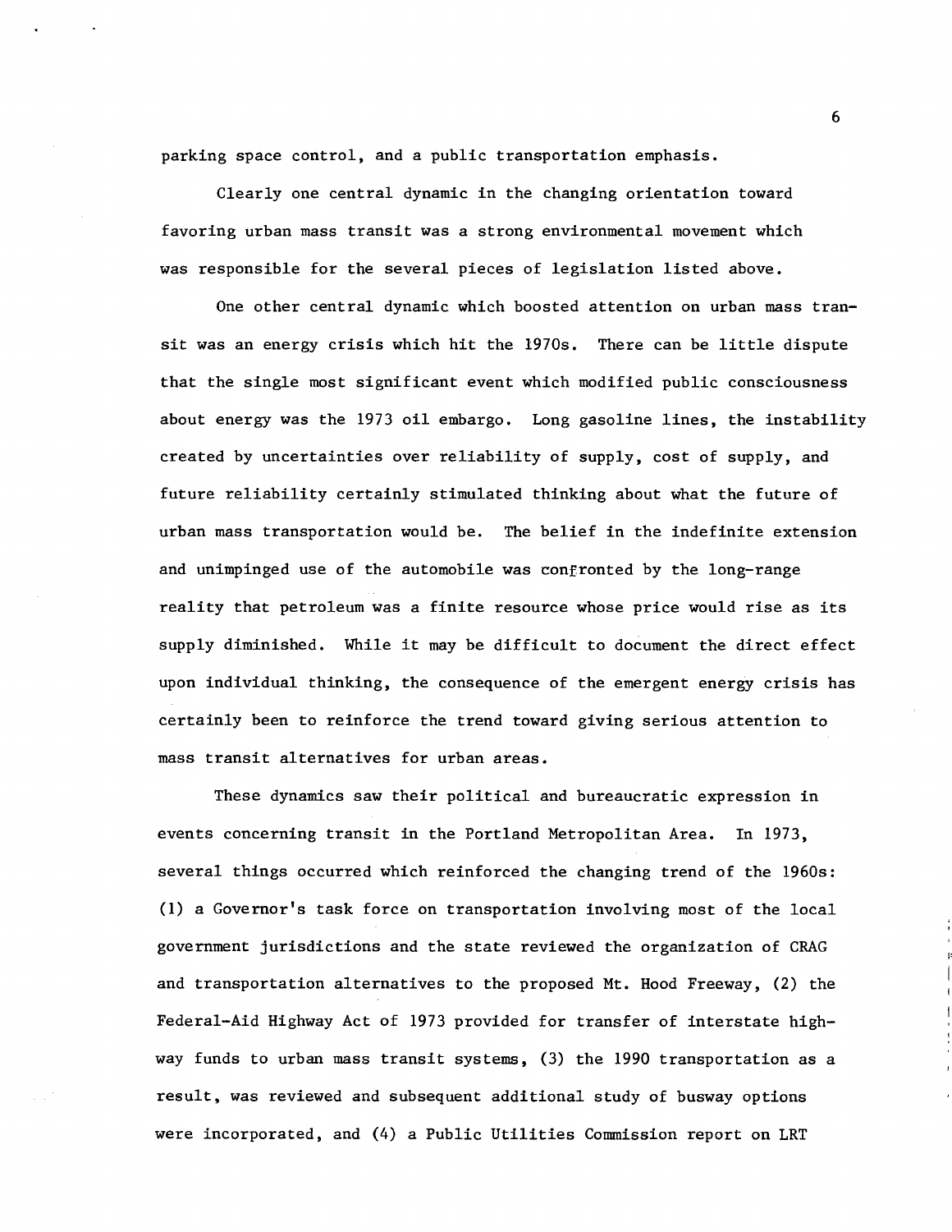parking space control, and a public transportation emphasis.

Clearly one central dynamic in the changing orientation toward favoring urban mass transit was a strong environmental movement which was responsible for the several pieces of legislation listed above.

One other central dynamic which boosted attention on urban mass transit was an energy crisis which hit the 1970s. There can be little dispute that the single most significant event which modified public consciousness about energy was the 1973 oil embargo. Long gasoline lines, the instability created by uncertainties over reliability of supply, cost of supply, and future reliability certainly stimulated thinking about what the future of urban mass transportation would be. The belief in the indefinite extension and unimpinged use of the automobile was confronted by the long-range reality that petroleum was a finite resource whose price would rise as its supply diminished. While it may be difficult to document the direct effect upon individual thinking, the consequence of the emergent energy crisis has certainly been to reinforce the trend toward giving serious attention to mass transit alternatives for urban areas.

These dynamics saw their political and bureaucratic expression in events concerning transit in the Portland Metropolitan Area. In 1973, several things occurred which reinforced the changing trend of the 1960s: (1) a Governor's task force on transportation involving most of the local government jurisdictions and the state reviewed the organization of CRAG and transportation alternatives to the proposed Mt. Hood Freeway, (2) the Federal-Aid Highway Act of 1973 provided for transfer of interstate highway funds to urban mass transit systems, (3) the 1990 transportation as a result, was reviewed and subsequent additional study of busway options were incorporated, and (4) a Public Utilities Commission report on LRT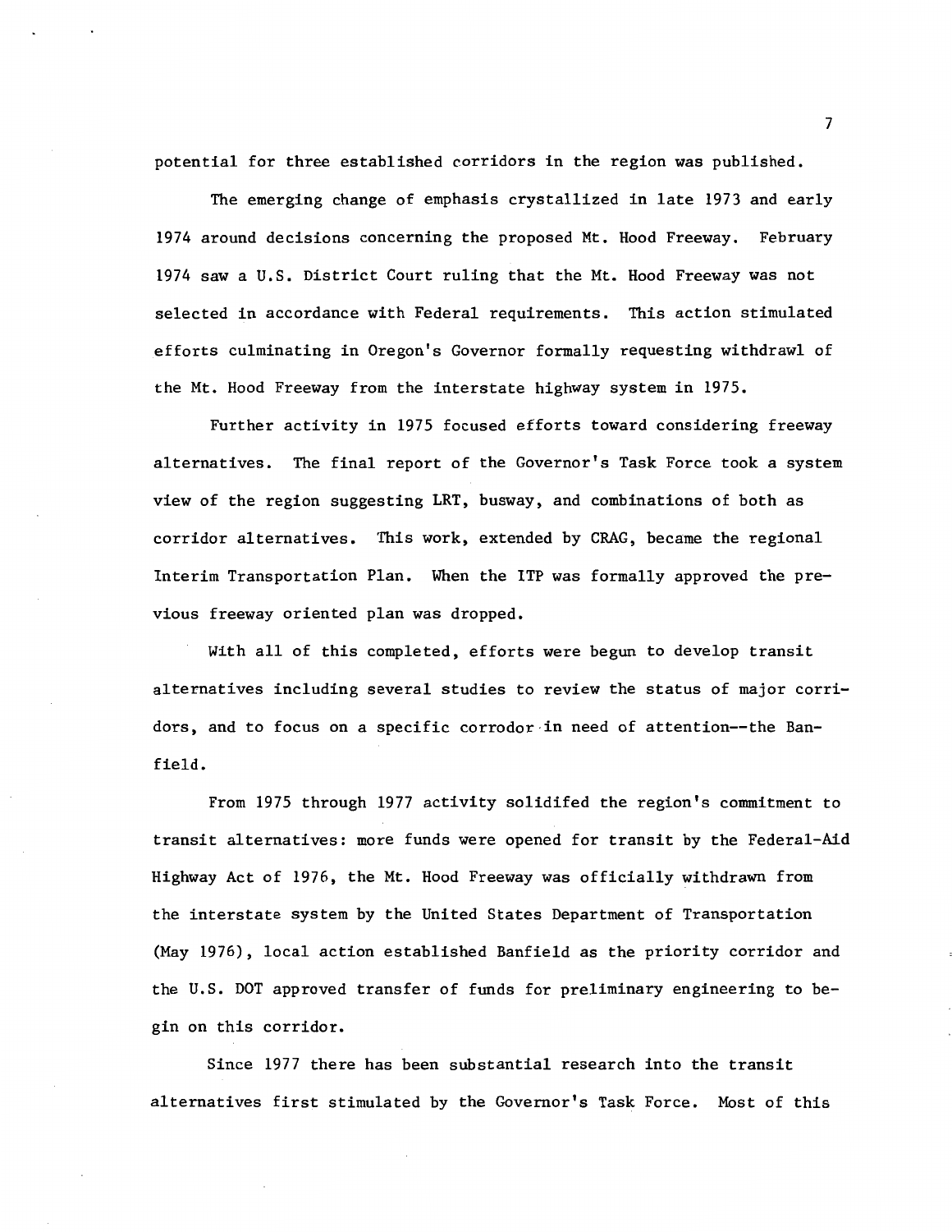potential for three established corridors in the region was published.

The emerging change of emphasis crystallized in late 1973 and early 1974 around decisions concerning the proposed Mt. Hood Freeway. February 1974 saw a U.S. District Court ruling that the Mt. Hood Freeway was not selected in accordance with Federal requirements. This action stimulated efforts culminating in Oregon's Governor formally requesting withdrawl of the Mt. Hood Freeway from the interstate highway system in 1975.

Further activity in 1975 focused efforts toward considering freeway alternatives. The final report of the Governor's Task Force took a system view of the region suggesting LRT, busway, and combinations of both as corridor alternatives. This work, extended by CRAG, became the regional Interim Transportation Plan. When the ITP was formally approved the previous freeway oriented plan was dropped.

With all of this completed, efforts were begun to develop transit alternatives including several studies to review the status of major corridors, and to focus on a specific corrodor in need of attention--the Banfield.

From 1975 through 1977 activity solidifed the region's commitment to transit alternatives: more funds were opened for transit by the Federal-Aid Highway Act of 1976, the Mt. Hood Freeway was officially withdrawn from the interstate system by the United States Department of Transportation (May 1976), local action established Banfield as the priority corridor and the U.S. DOT approved transfer of funds for preliminary engineering to begin on this corridor.

Since 1977 there has been substantial research into the transit alternatives first stimulated by the Governor's Task Force. Most of this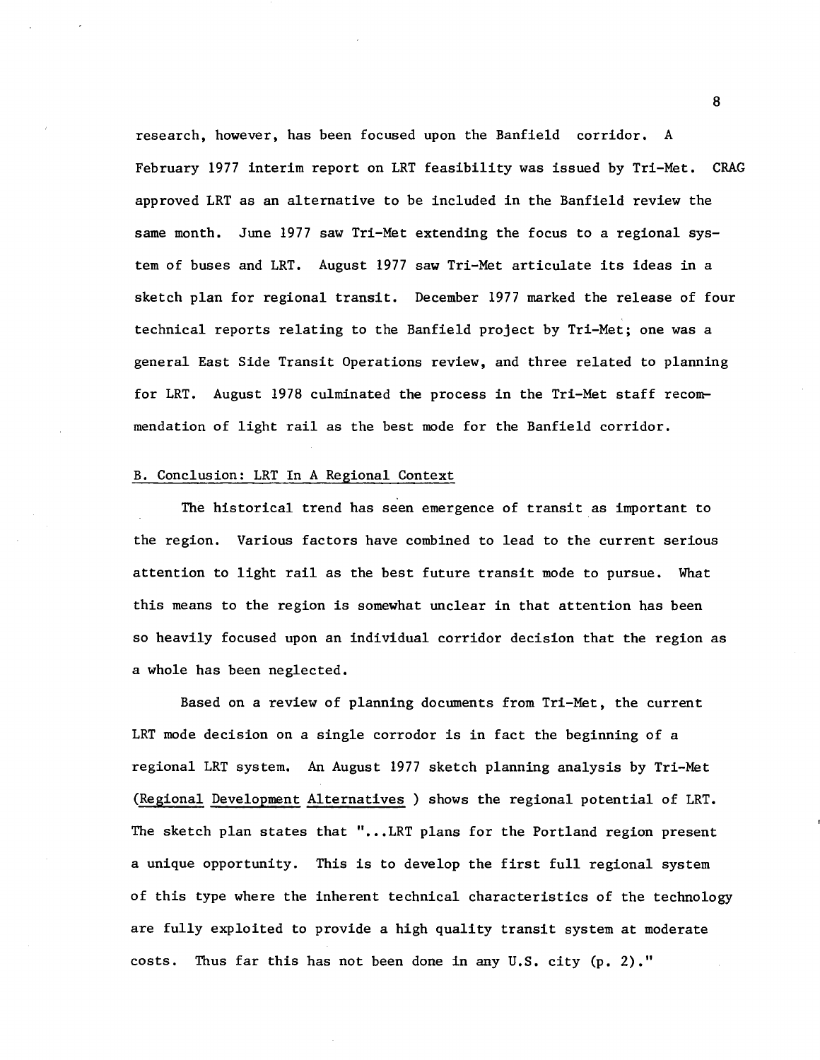research, however, has been focused upon the Banfield corridor. A February 1977 interim report on LRT feasibility was issued by Tri-Met. CRAG approved LRT as an alternative to be included in the Banfield review the same month. June 1977 saw Tri-Met extending the focus to a regional system of buses and LRT. August 1977 saw Tri-Met articulate its ideas in a sketch plan for regional transit. December 1977 marked the release of four technical reports relating to the Banfield project by Tri-Met; one was a general East Side Transit Operations review, and three related to planning for LRT. August 1978 culminated the process in the Tri-Met staff recommendation of light rail as the best mode for the Banfield corridor.

## B. Conclusion: LRT In A Regional Context

The historical trend has seen emergence of transit as important to the region. Various factors have combined to lead to the current serious attention to light rail as the best future transit mode to pursue. What this means to the region is somewhat unclear in that attention has been so heavily focused upon an individual corridor decision that the region as a whole has been neglected.

Based on a review of planning documents from Tri-Met, the current LRT mode decision on a single corrodor is in fact the beginning of a regional LRT system. An August 1977 sketch planning analysis by Tri-Met (Regional Development Alternatives) shows the regional potential of LRT. The sketch plan states that "...LRT plans for the Portland region present a unique opportunity. This is to develop the first full regional system of this type where the inherent technical characteristics of the technology are fully exploited to provide a high quality transit system at moderate costs. Thus far this has not been done in any U.S. city (p. 2)."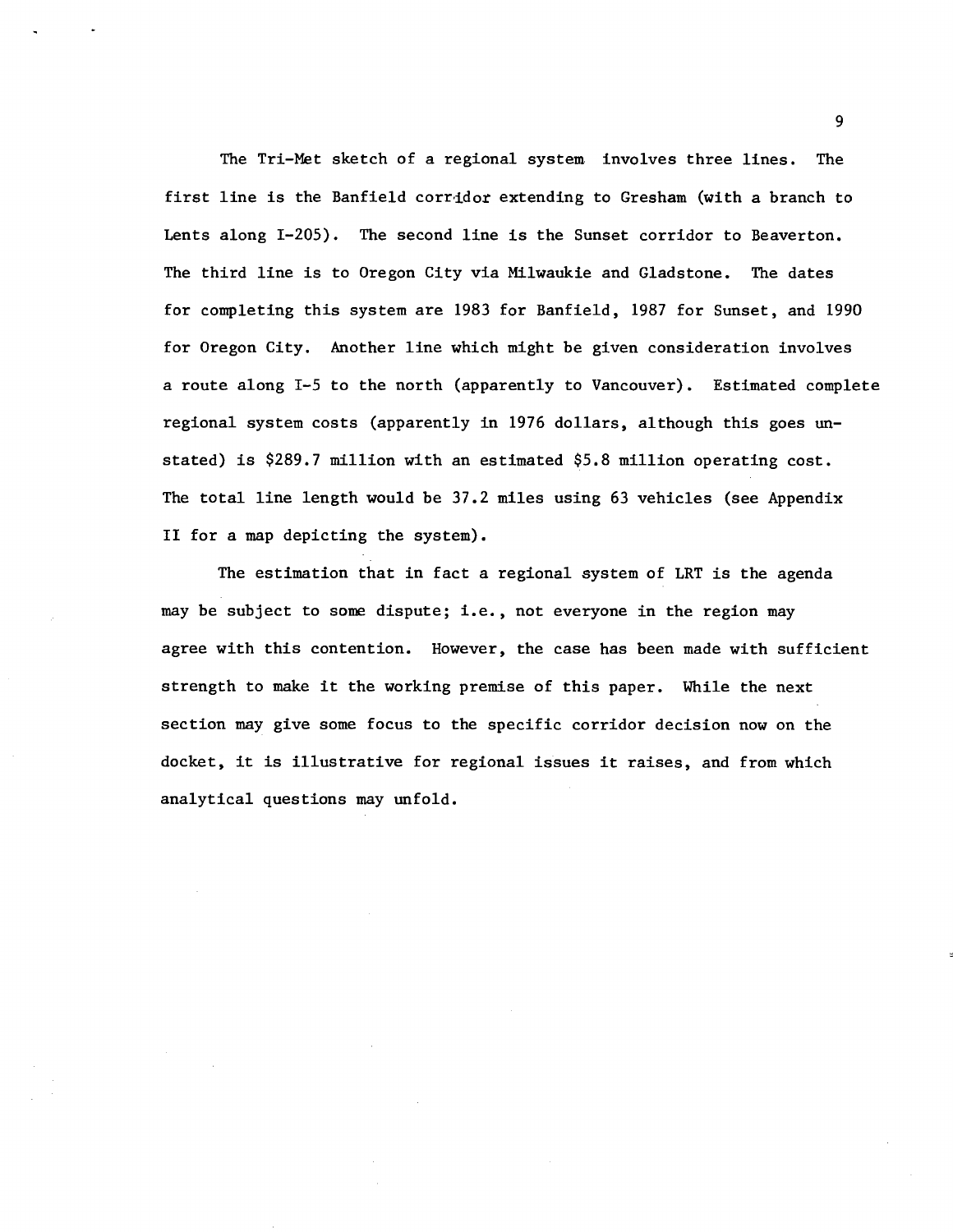The Tri-Met sketch of a regional system involves three lines. The first line is the Banfield corridor extending to Gresham (with a branch to Lents along I-205). The second line is the Sunset corridor to Beaverton. The third line is to Oregon City via Milwaukie and Gladstone. The dates for completing this system are 1983 for Banfield, 1987 for Sunset, and 1990 for Oregon City. Another line which might be given consideration involves a route along I-5 to the north (apparently to Vancouver). Estimated complete regional system costs (apparently in 1976 dollars, although this goes unstated) is $289.7 million with an estimated $5.8 million operating cost. The total line length would be 37.2 miles using 63 vehicles (see Appendix II for a map depicting the system).

The estimation that in fact a regional system of LRT is the agenda may be subject to some dispute; i.e., not everyone in the region may agree with this contention. However, the case has been made with sufficient strength to make it the working premise of this paper. While the next section may give some focus to the specific corridor decision now on the docket, it is illustrative for regional issues it raises, and from which analytical questions may unfold.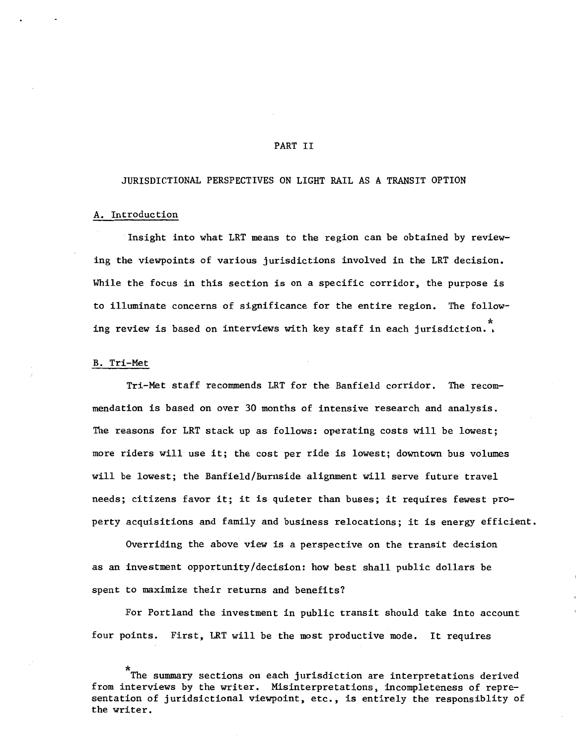# PART II

## JURISDICTIONAL PERSPECTIVES ON LIGHT RAIL AS A TRANSIT OPTION

### A. Introduction

Insight into what LRT means to the region can be obtained by reviewing the viewpoints of various jurisdictions involved in the LRT decision. While the focus in this section is on a specific corridor, the purpose is to illuminate concerns of significance for the entire region. The following review is based on interviews with key staff in each jurisdiction.*

### B. Tri-Met

Tri-Met staff recommends LRT for the Banfield corridor. The recommendation is based on over 30 months of intensive research and analysis. The reasons for LRT stack up as follows: operating costs will be lowest; more riders will use it; the cost per ride is lowest; downtown bus volumes will be lowest; the Banfield/Burnside alignment will serve future travel needs; citizens favor it; it is quieter than buses; it requires fewest property acquisitions and family and business relocations; it is energy efficient.

Overriding the above view is a perspective on the transit decision as an investment opportunity/decision: how best shall public dollars be spent to maximize their returns and benefits?

For Portland the investment in public transit should take into account four points. First, LRT will be the most productive mode. It requires

*The summary sections on each jurisdiction are interpretations derived from interviews by the writer. Misinterpretations, incompleteness of representation of juridsictional viewpoint, etc., is entirely the responsiblity of the writer.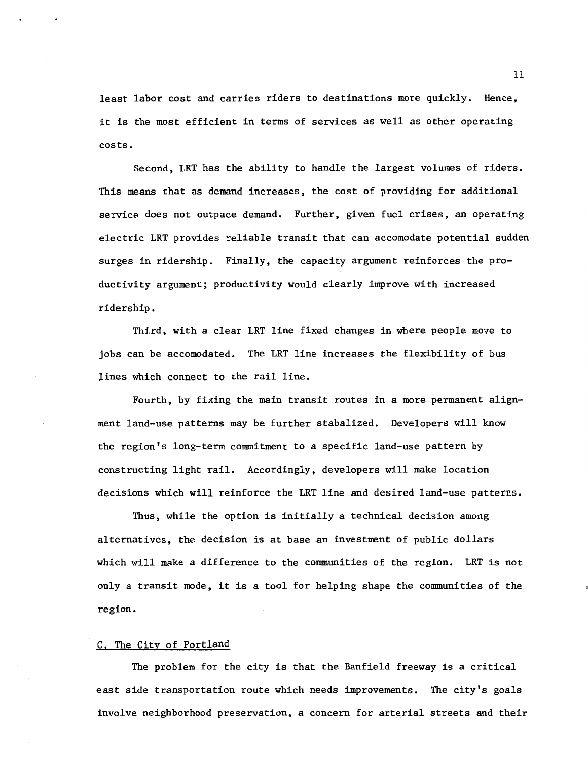least labor cost and carries riders to destinations more quickly. Hence, it is the most efficient in terms of services as well as other operating costs.

Second, LRT has the ability to handle the largest volumes of riders. This means that as demand increases, the cost of providing for additional service does not outpace demand. Further, given fuel crises, an operating electric LRT provides reliable transit that can accomodate potential sudden surges in ridership. Finally, the capacity argument reinforces the productivity argument; productivity would clearly improve with increased ridership.

Third, with a clear LRT line fixed changes in where people move to jobs can be accomodated. The LRT line increases the flexibility of bus lines which connect to the rail line.

Fourth, by fixing the main transit routes in a more permanent alignment land-use patterns may be further stabalized. Developers will know the region's long-term commitment to a specific land-use pattern by constructing light rail. Accordingly, developers will make location decisions which will reinforce the LRT line and desired land-use patterns.

Thus, while the option is initially a technical decision among alternatives, the decision is at base an investment of public dollars which will make a difference to the communities of the region. LRT is not only a transit mode, it is a tool for helping shape the communities of the region.

### C. The City of Portland

The problem for the city is that the Banfield freeway is a critical east side transportation route which needs improvements. The city's goals involve neighborhood preservation, a concern for arterial streets and their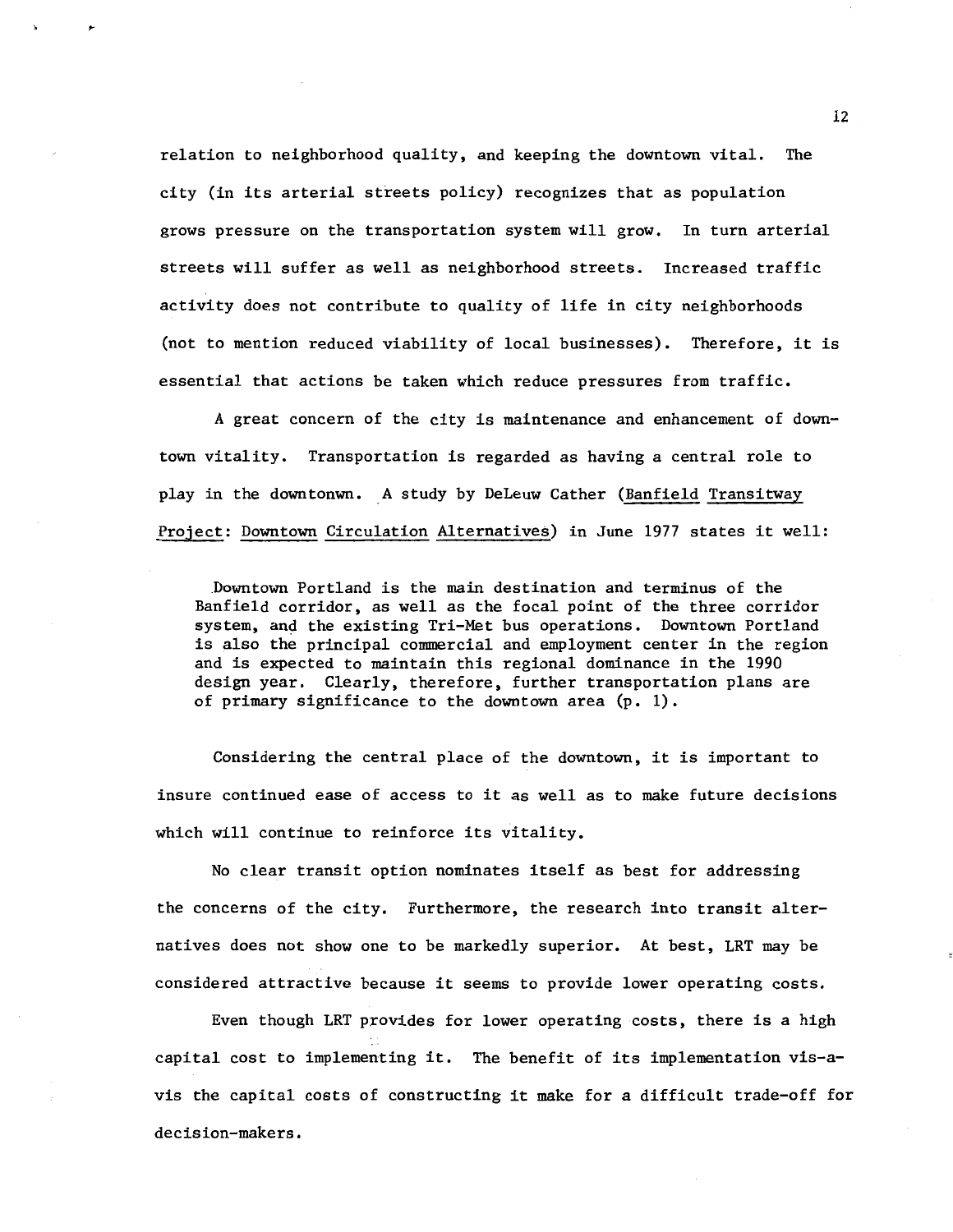relation to neighborhood quality, and keeping the downtown vital. The city (in its arterial streets policy) recognizes that as population grows pressure on the transportation system will grow. In turn arterial streets will suffer as well as neighborhood streets. Increased traffic activity does not contribute to quality of life in city neighborhoods (not to mention reduced viability of local businesses). Therefore, it is essential that actions be taken which reduce pressures from traffic.

A great concern of the city is maintenance and enhancement of downtown vitality. Transportation is regarded as having a central role to play in the downtonwn. A study by DeLeuw Cather (Banfield Transitway Project: Downtown Circulation Alternatives) in June 1977 states it well:

> Downtown Portland is the main destination and terminus of the Banfield corridor, as well as the focal point of the three corridor system, and the existing Tri-Met bus operations. Downtown Portland is also the principal commercial and employment center in the region and is expected to maintain this regional dominance in the 1990 design year. Clearly, therefore, further transportation plans are of primary significance to the downtown area (p. 1).

Considering the central place of the downtown, it is important to insure continued ease of access to it as well as to make future decisions which will continue to reinforce its vitality.

No clear transit option nominates itself as best for addressing the concerns of the city. Furthermore, the research into transit alternatives does not show one to be markedly superior. At best, LRT may be considered attractive because it seems to provide lower operating costs.

Even though LRT provides for lower operating costs, there is a high capital cost to implementing it. The benefit of its implementation vis-a-vis the capital costs of constructing it make for a difficult trade-off for decision-makers.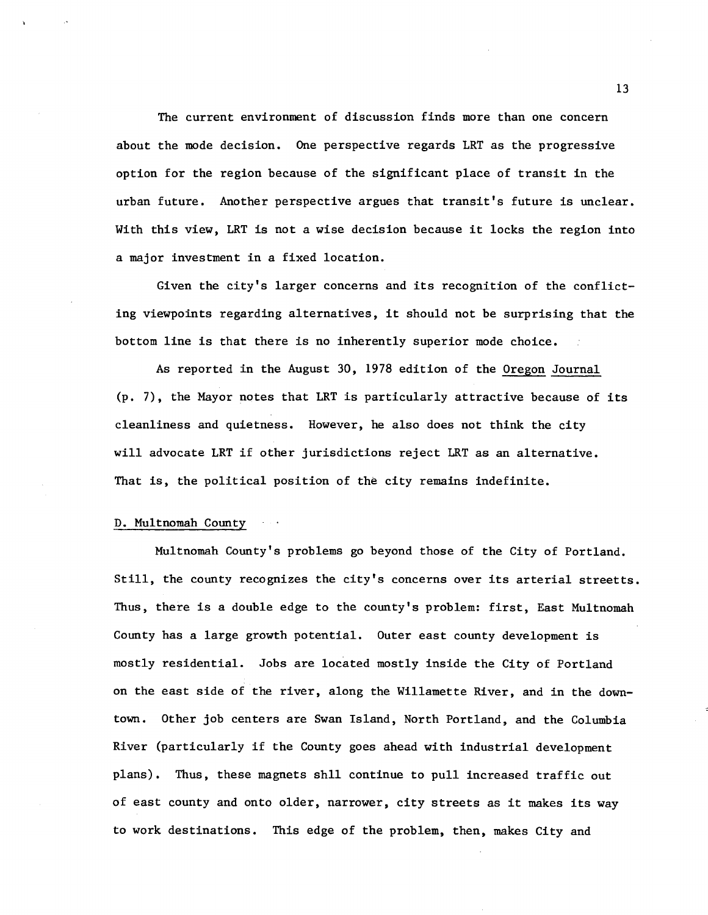The current environment of discussion finds more than one concern about the mode decision. One perspective regards LRT as the progressive option for the region because of the significant place of transit in the urban future. Another perspective argues that transit's future is unclear. With this view, LRT is not a wise decision because it locks the region into a major investment in a fixed location.

Given the city's larger concerns and its recognition of the conflicting viewpoints regarding alternatives, it should not be surprising that the bottom line is that there is no inherently superior mode choice.

As reported in the August 30, 1978 edition of the Oregon Journal (p. 7), the Mayor notes that LRT is particularly attractive because of its cleanliness and quietness. However, he also does not think the city will advocate LRT if other jurisdictions reject LRT as an alternative. That is, the political position of the city remains indefinite.

## D. Multnomah County

Multnomah County's problems go beyond those of the City of Portland. Still, the county recognizes the city's concerns over its arterial streetts. Thus, there is a double edge to the county's problem: first, East Multnomah County has a large growth potential. Outer east county development is mostly residential. Jobs are located mostly inside the City of Portland on the east side of the river, along the Willamette River, and in the downtown. Other job centers are Swan Island, North Portland, and the Columbia River (particularly if the County goes ahead with industrial development plans). Thus, these magnets shll continue to pull increased traffic out of east county and onto older, narrower, city streets as it makes its way to work destinations. This edge of the problem, then, makes City and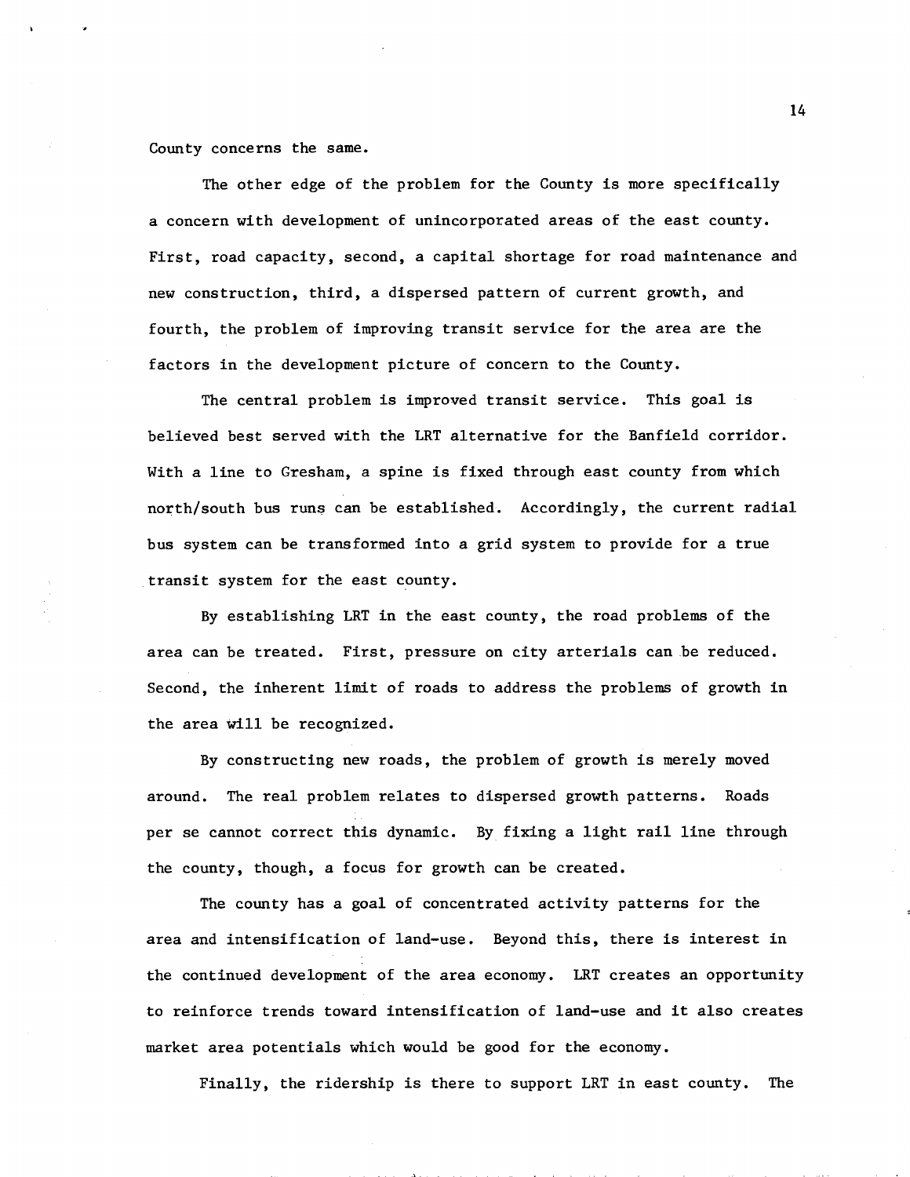County concerns the same.

The other edge of the problem for the County is more specifically a concern with development of unincorporated areas of the east county. First, road capacity, second, a capital shortage for road maintenance and new construction, third, a dispersed pattern of current growth, and fourth, the problem of improving transit service for the area are the factors in the development picture of concern to the County.

The central problem is improved transit service. This goal is believed best served with the LRT alternative for the Banfield corridor. With a line to Gresham, a spine is fixed through east county from which north/south bus runs can be established. Accordingly, the current radial bus system can be transformed into a grid system to provide for a true transit system for the east county.

By establishing LRT in the east county, the road problems of the area can be treated. First, pressure on city arterials can be reduced. Second, the inherent limit of roads to address the problems of growth in the area will be recognized.

By constructing new roads, the problem of growth is merely moved around. The real problem relates to dispersed growth patterns. Roads per se cannot correct this dynamic. By fixing a light rail line through the county, though, a focus for growth can be created.

The county has a goal of concentrated activity patterns for the area and intensification of land-use. Beyond this, there is interest in the continued development of the area economy. LRT creates an opportunity to reinforce trends toward intensification of land-use and it also creates market area potentials which would be good for the economy.

Finally, the ridership is there to support LRT in east county. The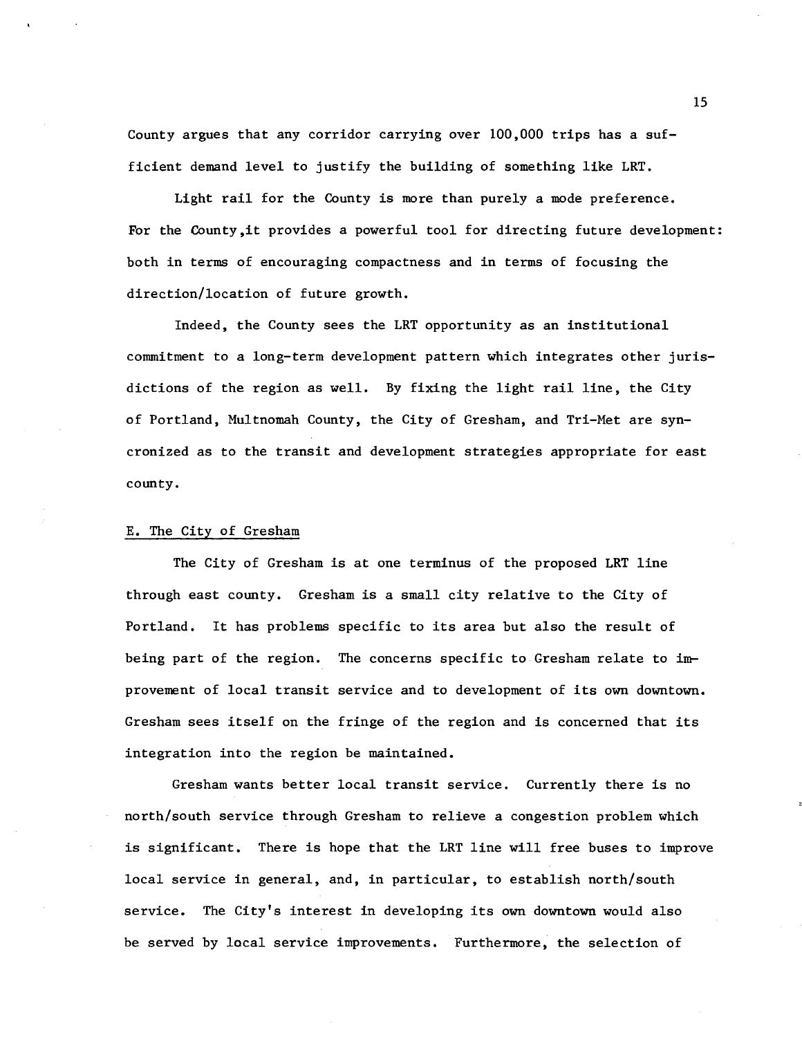County argues that any corridor carrying over 100,000 trips has a sufficient demand level to justify the building of something like LRT.

Light rail for the County is more than purely a mode preference. For the County,it provides a powerful tool for directing future development: both in terms of encouraging compactness and in terms of focusing the direction/location of future growth.

Indeed, the County sees the LRT opportunity as an institutional commitment to a long-term development pattern which integrates other jurisdictions of the region as well. By fixing the light rail line, the City of Portland, Multnomah County, the City of Gresham, and Tri-Met are syncronized as to the transit and development strategies appropriate for east county.

## E. The City of Gresham

The City of Gresham is at one terminus of the proposed LRT line through east county. Gresham is a small city relative to the City of Portland. It has problems specific to its area but also the result of being part of the region. The concerns specific to Gresham relate to improvement of local transit service and to development of its own downtown. Gresham sees itself on the fringe of the region and is concerned that its integration into the region be maintained.

Gresham wants better local transit service. Currently there is no north/south service through Gresham to relieve a congestion problem which is significant. There is hope that the LRT line will free buses to improve local service in general, and, in particular, to establish north/south service. The City's interest in developing its own downtown would also be served by local service improvements. Furthermore, the selection of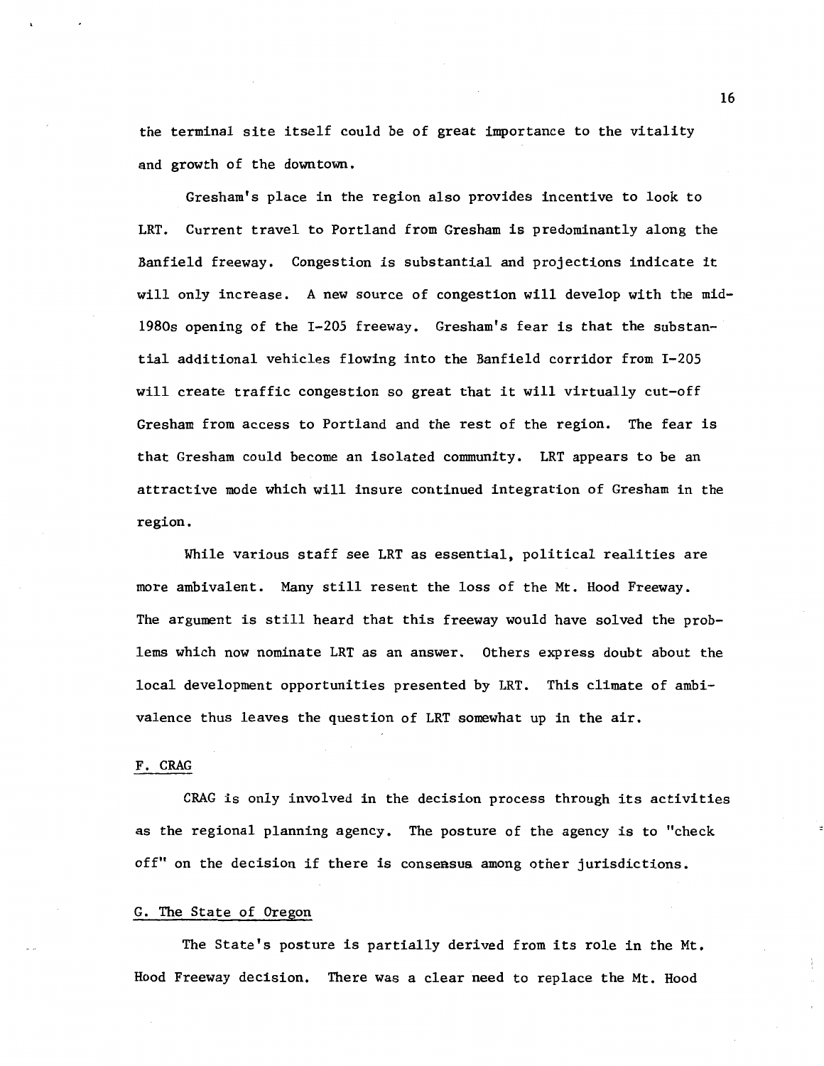the terminal site itself could be of great importance to the vitality and growth of the downtown.

Gresham's place in the region also provides incentive to look to LRT. Current travel to Portland from Gresham is predominantly along the Banfield freeway. Congestion is substantial and projections indicate it will only increase. A new source of congestion will develop with the mid-1980s opening of the I-205 freeway. Gresham's fear is that the substantial additional vehicles flowing into the Banfield corridor from I-205 will create traffic congestion so great that it will virtually cut-off Gresham from access to Portland and the rest of the region. The fear is that Gresham could become an isolated community. LRT appears to be an attractive mode which will insure continued integration of Gresham in the region.

While various staff see LRT as essential, political realities are more ambivalent. Many still resent the loss of the Mt. Hood Freeway. The argument is still heard that this freeway would have solved the problems which now nominate LRT as an answer. Others express doubt about the local development opportunities presented by LRT. This climate of ambivalence thus leaves the question of LRT somewhat up in the air.

F. CRAG

CRAG is only involved in the decision process through its activities as the regional planning agency. The posture of the agency is to "check off" on the decision if there is consensus among other jurisdictions.

G. The State of Oregon

The State's posture is partially derived from its role in the Mt. Hood Freeway decision. There was a clear need to replace the Mt. Hood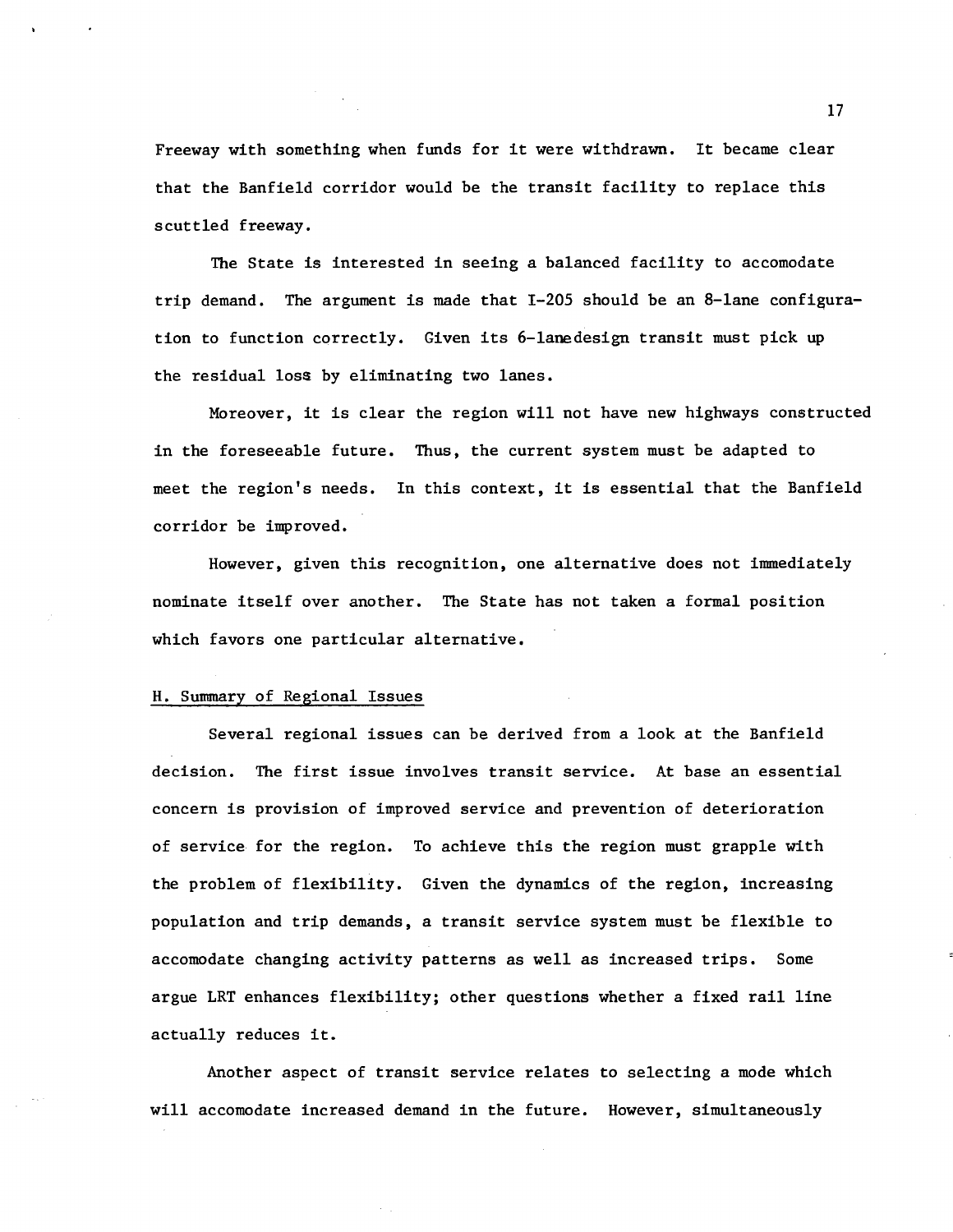Freeway with something when funds for it were withdrawn. It became clear that the Banfield corridor would be the transit facility to replace this scuttled freeway.

The State is interested in seeing a balanced facility to accomodate trip demand. The argument is made that I-205 should be an 8-lane configuration to function correctly. Given its 6-lanedesign transit must pick up the residual loss by eliminating two lanes.

Moreover, it is clear the region will not have new highways constructed in the foreseeable future. Thus, the current system must be adapted to meet the region's needs. In this context, it is essential that the Banfield corridor be improved.

However, given this recognition, one alternative does not immediately nominate itself over another. The State has not taken a formal position which favors one particular alternative.

### H. Summary of Regional Issues

Several regional issues can be derived from a look at the Banfield decision. The first issue involves transit service. At base an essential concern is provision of improved service and prevention of deterioration of service for the region. To achieve this the region must grapple with the problem of flexibility. Given the dynamics of the region, increasing population and trip demands, a transit service system must be flexible to accomodate changing activity patterns as well as increased trips. Some argue LRT enhances flexibility; other questions whether a fixed rail line actually reduces it.

Another aspect of transit service relates to selecting a mode which will accomodate increased demand in the future. However, simultaneously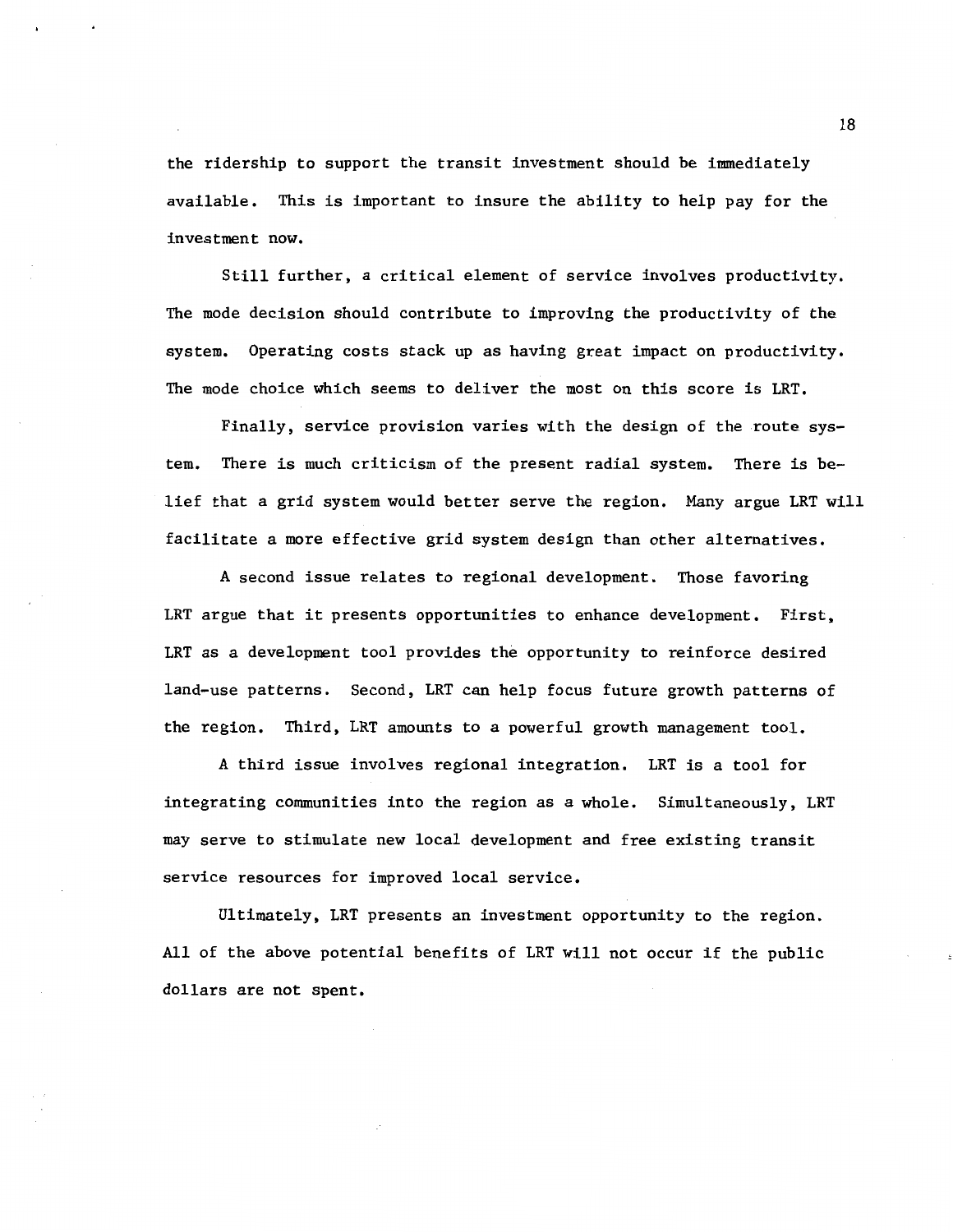the ridership to support the transit investment should be immediately available. This is important to insure the ability to help pay for the investment now.

Still further, a critical element of service involves productivity. The mode decision should contribute to improving the productivity of the system. Operating costs stack up as having great impact on productivity. The mode choice which seems to deliver the most on this score is LRT.

Finally, service provision varies with the design of the route system. There is much criticism of the present radial system. There is belief that a grid system would better serve the region. Many argue LRT will facilitate a more effective grid system design than other alternatives.

A second issue relates to regional development. Those favoring LRT argue that it presents opportunities to enhance development. First, LRT as a development tool provides the opportunity to reinforce desired land-use patterns. Second, LRT can help focus future growth patterns of the region. Third, LRT amounts to a powerful growth management tool.

A third issue involves regional integration. LRT is a tool for integrating communities into the region as a whole. Simultaneously, LRT may serve to stimulate new local development and free existing transit service resources for improved local service.

Ultimately, LRT presents an investment opportunity to the region. All of the above potential benefits of LRT will not occur if the public dollars are not spent.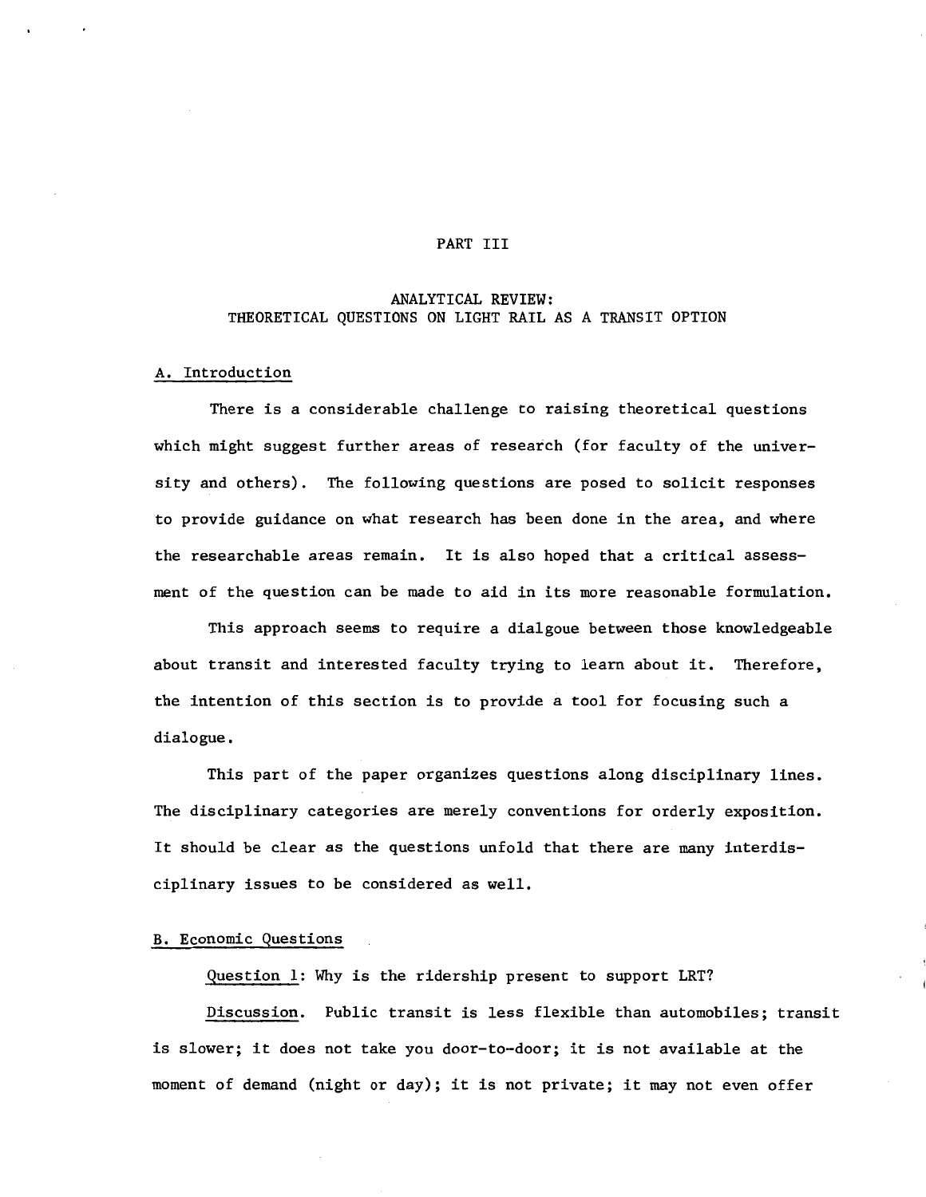# PART III

## ANALYTICAL REVIEW: THEORETICAL QUESTIONS ON LIGHT RAIL AS A TRANSIT OPTION

### A. Introduction

There is a considerable challenge to raising theoretical questions which might suggest further areas of research (for faculty of the university and others). The following questions are posed to solicit responses to provide guidance on what research has been done in the area, and where the researchable areas remain. It is also hoped that a critical assessment of the question can be made to aid in its more reasonable formulation.

This approach seems to require a dialgoue between those knowledgeable about transit and interested faculty trying to learn about it. Therefore, the intention of this section is to provide a tool for focusing such a dialogue.

This part of the paper organizes questions along disciplinary lines. The disciplinary categories are merely conventions for orderly exposition. It should be clear as the questions unfold that there are many interdisciplinary issues to be considered as well.

### B. Economic Questions

Question 1: Why is the ridership present to support LRT?

Discussion. Public transit is less flexible than automobiles; transit is slower; it does not take you door-to-door; it is not available at the moment of demand (night or day); it is not private; it may not even offer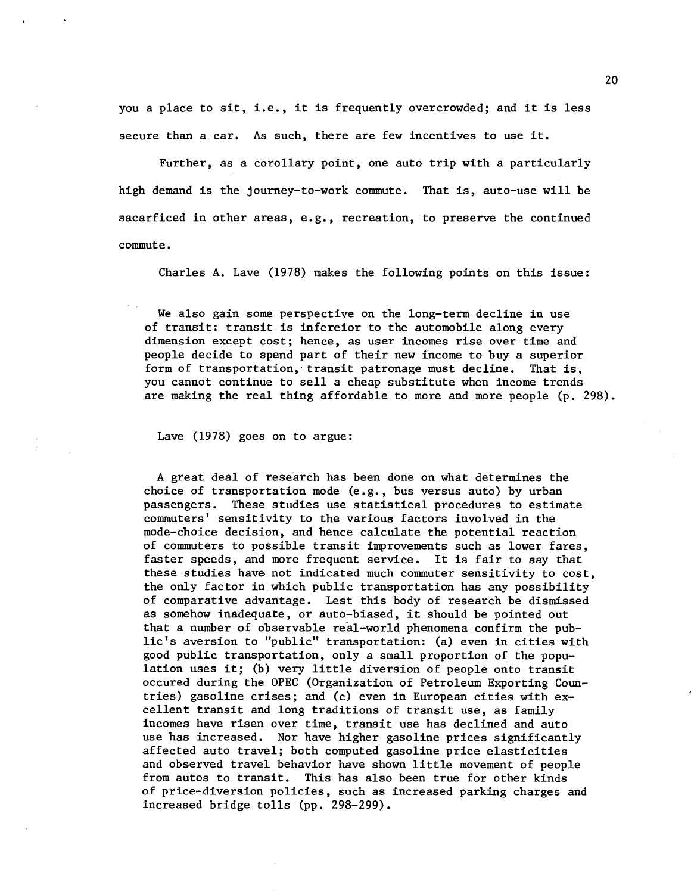you a place to sit, i.e., it is frequently overcrowded; and it is less secure than a car. As such, there are few incentives to use it.

Further, as a corollary point, one auto trip with a particularly high demand is the journey-to-work commute. That is, auto-use will be sacarficed in other areas, e.g., recreation, to preserve the continued commute.

Charles A. Lave (1978) makes the following points on this issue:

> We also gain some perspective on the long-term decline in use of transit: transit is infereior to the automobile along every dimension except cost; hence, as user incomes rise over time and people decide to spend part of their new income to buy a superior form of transportation, transit patronage must decline. That is, you cannot continue to sell a cheap substitute when income trends are making the real thing affordable to more and more people (p. 298).

Lave (1978) goes on to argue:

> A great deal of research has been done on what determines the choice of transportation mode (e.g., bus versus auto) by urban passengers. These studies use statistical procedures to estimate commuters' sensitivity to the various factors involved in the mode-choice decision, and hence calculate the potential reaction of commuters to possible transit improvements such as lower fares, faster speeds, and more frequent service. It is fair to say that these studies have not indicated much commuter sensitivity to cost, the only factor in which public transportation has any possibility of comparative advantage. Lest this body of research be dismissed as somehow inadequate, or auto-biased, it should be pointed out that a number of observable real-world phenomena confirm the public's aversion to "public" transportation: (a) even in cities with good public transportation, only a small proportion of the population uses it; (b) very little diversion of people onto transit occured during the OPEC (Organization of Petroleum Exporting Countries) gasoline crises; and (c) even in European cities with excellent transit and long traditions of transit use, as family incomes have risen over time, transit use has declined and auto use has increased. Nor have higher gasoline prices significantly affected auto travel; both computed gasoline price elasticities and observed travel behavior have shown little movement of people from autos to transit. This has also been true for other kinds of price-diversion policies, such as increased parking charges and increased bridge tolls (pp. 298-299).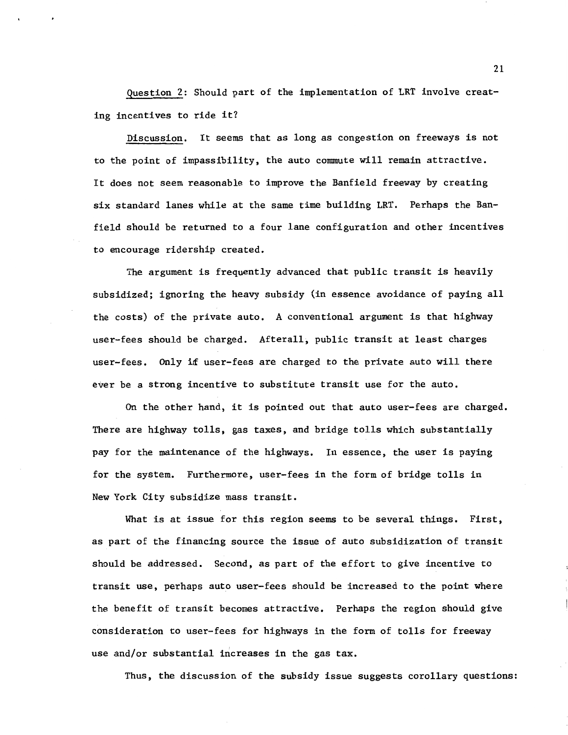<u>Question 2</u>: Should part of the implementation of LRT involve creating incentives to ride it?

<u>Discussion</u>. It seems that as long as congestion on freeways is not to the point of impassibility, the auto commute will remain attractive. It does not seem reasonable to improve the Banfield freeway by creating six standard lanes while at the same time building LRT. Perhaps the Banfield should be returned to a four lane configuration and other incentives to encourage ridership created.

The argument is frequently advanced that public transit is heavily subsidized; ignoring the heavy subsidy (in essence avoidance of paying all the costs) of the private auto. A conventional argument is that highway user-fees should be charged. Afterall, public transit at least charges user-fees. Only if user-fees are charged to the private auto will there ever be a strong incentive to substitute transit use for the auto.

On the other hand, it is pointed out that auto user-fees are charged. There are highway tolls, gas taxes, and bridge tolls which substantially pay for the maintenance of the highways. In essence, the user is paying for the system. Furthermore, user-fees in the form of bridge tolls in New York City subsidize mass transit.

What is at issue for this region seems to be several things. First, as part of the financing source the issue of auto subsidization of transit should be addressed. Second, as part of the effort to give incentive to transit use, perhaps auto user-fees should be increased to the point where the benefit of transit becomes attractive. Perhaps the region should give consideration to user-fees for highways in the form of tolls for freeway use and/or substantial increases in the gas tax.

Thus, the discussion of the subsidy issue suggests corollary questions: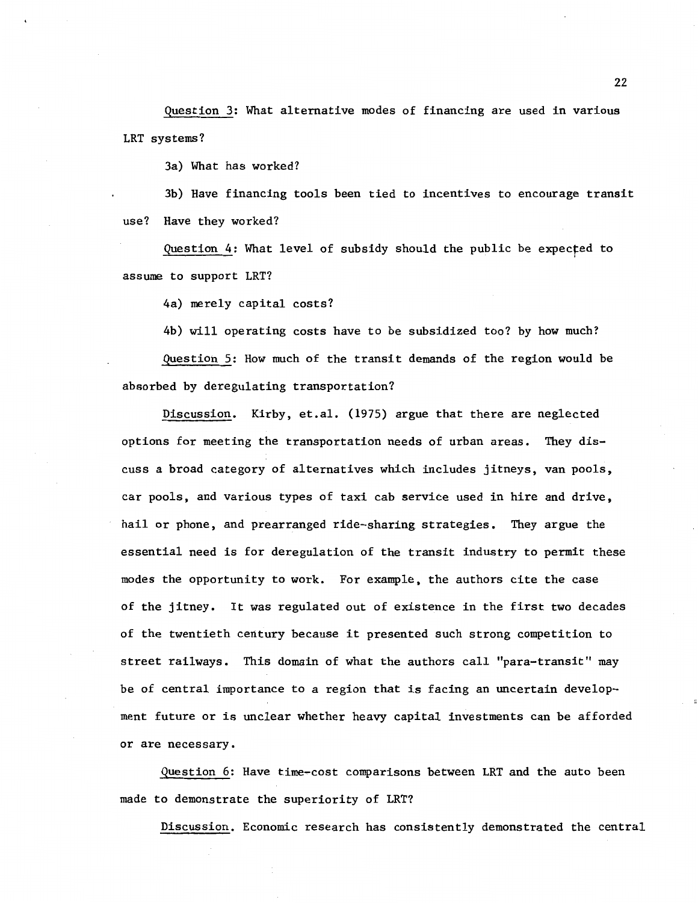<u>Question 3</u>: What alternative modes of financing are used in various LRT systems?

3a) What has worked?

3b) Have financing tools been tied to incentives to encourage transit use? Have they worked?

<u>Question 4</u>: What level of subsidy should the public be expected to assume to support LRT?

4a) merely capital costs?

4b) will operating costs have to be subsidized too? by how much?

<u>Question 5</u>: How much of the transit demands of the region would be absorbed by deregulating transportation?

<u>Discussion</u>. Kirby, et.al. (1975) argue that there are neglected options for meeting the transportation needs of urban areas. They discuss a broad category of alternatives which includes jitneys, van pools, car pools, and various types of taxi cab service used in hire and drive, hail or phone, and prearranged ride-sharing strategies. They argue the essential need is for deregulation of the transit industry to permit these modes the opportunity to work. For example, the authors cite the case of the jitney. It was regulated out of existence in the first two decades of the twentieth century because it presented such strong competition to street railways. This domain of what the authors call "para-transit" may be of central importance to a region that is facing an uncertain development future or is unclear whether heavy capital investments can be afforded or are necessary.

<u>Question 6</u>: Have time-cost comparisons between LRT and the auto been made to demonstrate the superiority of LRT?

<u>Discussion</u>. Economic research has consistently demonstrated the central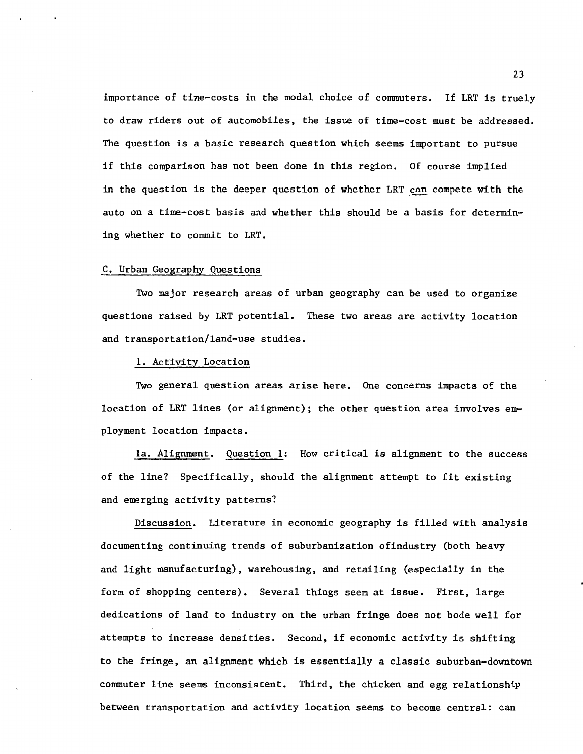importance of time-costs in the modal choice of commuters. If LRT is truely to draw riders out of automobiles, the issue of time-cost must be addressed. The question is a basic research question which seems important to pursue if this comparison has not been done in this region. Of course implied in the question is the deeper question of whether LRT <u>can</u> compete with the auto on a time-cost basis and whether this should be a basis for determining whether to commit to LRT.

## C. Urban Geography Questions

Two major research areas of urban geography can be used to organize questions raised by LRT potential. These two areas are activity location and transportation/land-use studies.

### 1. Activity Location

Two general question areas arise here. One concerns impacts of the location of LRT lines (or alignment); the other question area involves employment location impacts.

<u>1a. Alignment</u>. <u>Question 1</u>: How critical is alignment to the success of the line? Specifically, should the alignment attempt to fit existing and emerging activity patterns?

<u>Discussion</u>. Literature in economic geography is filled with analysis documenting continuing trends of suburbanization ofindustry (both heavy and light manufacturing), warehousing, and retailing (especially in the form of shopping centers). Several things seem at issue. First, large dedications of land to industry on the urban fringe does not bode well for attempts to increase densities. Second, if economic activity is shifting to the fringe, an alignment which is essentially a classic suburban-downtown commuter line seems inconsistent. Third, the chicken and egg relationship between transportation and activity location seems to become central: can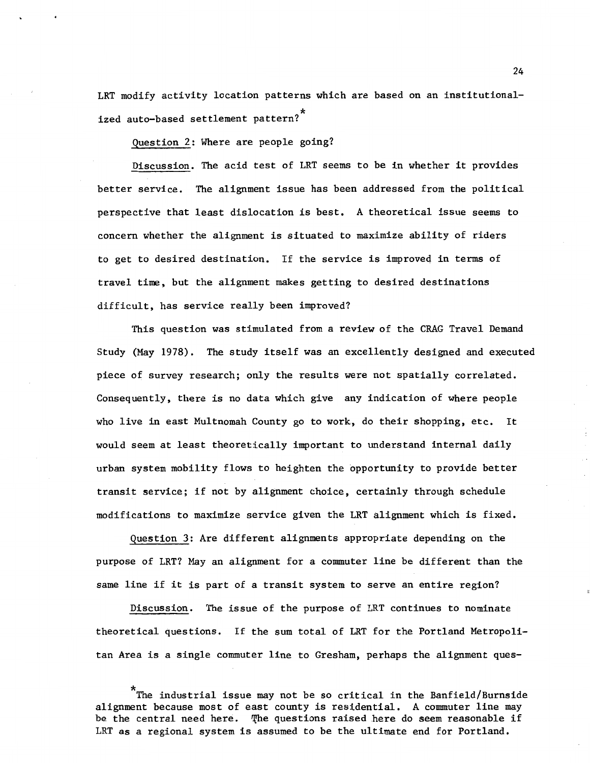LRT modify activity location patterns which are based on an institutionalized auto-based settlement pattern?*

Question 2: Where are people going?

Discussion. The acid test of LRT seems to be in whether it provides better service. The alignment issue has been addressed from the political perspective that least dislocation is best. A theoretical issue seems to concern whether the alignment is situated to maximize ability of riders to get to desired destination. If the service is improved in terms of travel time, but the alignment makes getting to desired destinations difficult, has service really been improved?

This question was stimulated from a review of the CRAG Travel Demand Study (May 1978). The study itself was an excellently designed and executed piece of survey research; only the results were not spatially correlated. Consequently, there is no data which give any indication of where people who live in east Multnomah County go to work, do their shopping, etc. It would seem at least theoretically important to understand internal daily urban system mobility flows to heighten the opportunity to provide better transit service; if not by alignment choice, certainly through schedule modifications to maximize service given the LRT alignment which is fixed.

Question 3: Are different alignments appropriate depending on the purpose of LRT? May an alignment for a commuter line be different than the same line if it is part of a transit system to serve an entire region?

Discussion. The issue of the purpose of LRT continues to nominate theoretical questions. If the sum total of LRT for the Portland Metropolitan Area is a single commuter line to Gresham, perhaps the alignment ques-

*The industrial issue may not be so critical in the Banfield/Burnside alignment because most of east county is residential. A commuter line may be the central need here. The questions raised here do seem reasonable if LRT as a regional system is assumed to be the ultimate end for Portland.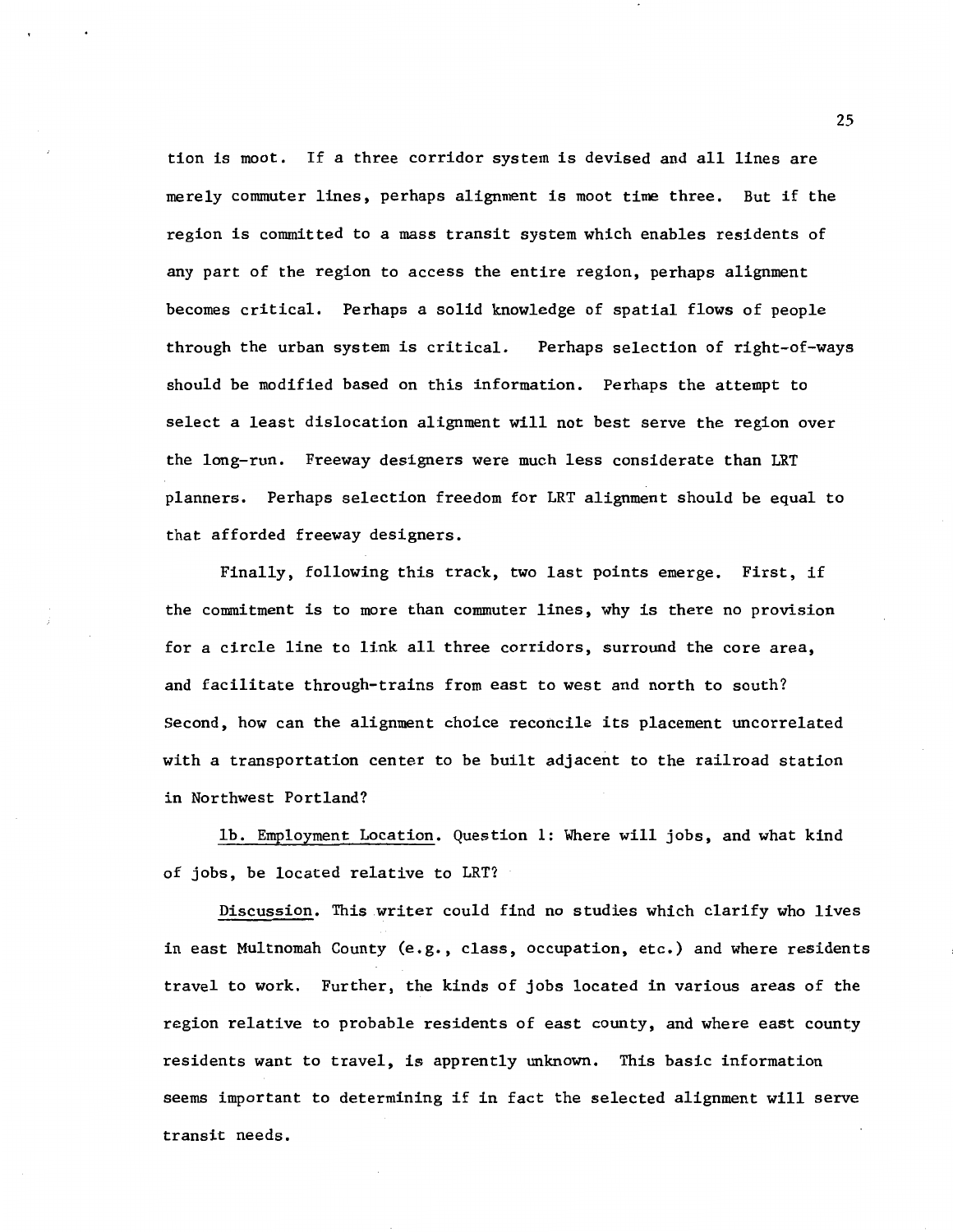tion is moot. If a three corridor system is devised and all lines are merely commuter lines, perhaps alignment is moot time three. But if the region is committed to a mass transit system which enables residents of any part of the region to access the entire region, perhaps alignment becomes critical. Perhaps a solid knowledge of spatial flows of people through the urban system is critical. Perhaps selection of right-of-ways should be modified based on this information. Perhaps the attempt to select a least dislocation alignment will not best serve the region over the long-run. Freeway designers were much less considerate than LRT planners. Perhaps selection freedom for LRT alignment should be equal to that afforded freeway designers.

Finally, following this track, two last points emerge. First, if the commitment is to more than commuter lines, why is there no provision for a circle line to link all three corridors, surround the core area, and facilitate through-trains from east to west and north to south? Second, how can the alignment choice reconcile its placement uncorrelated with a transportation center to be built adjacent to the railroad station in Northwest Portland?

<u>1b. Employment Location</u>. Question 1: Where will jobs, and what kind of jobs, be located relative to LRT?

<u>Discussion</u>. This writer could find no studies which clarify who lives in east Multnomah County (e.g., class, occupation, etc.) and where residents travel to work. Further, the kinds of jobs located in various areas of the region relative to probable residents of east county, and where east county residents want to travel, is apprently unknown. This basic information seems important to determining if in fact the selected alignment will serve transit needs.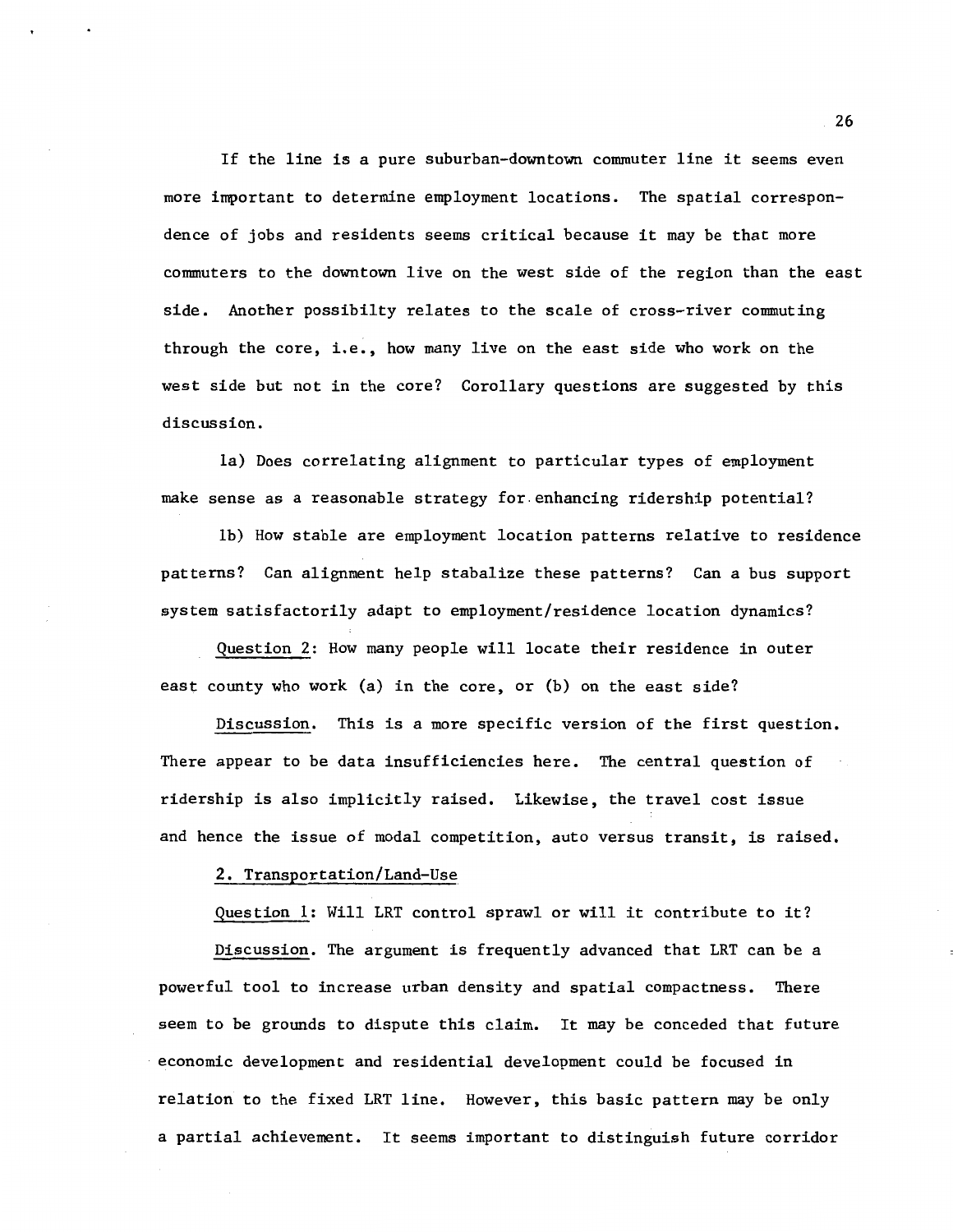If the line is a pure suburban-downtown commuter line it seems even more important to determine employment locations. The spatial correspondence of jobs and residents seems critical because it may be that more commuters to the downtown live on the west side of the region than the east side. Another possibilty relates to the scale of cross-river commuting through the core, i.e., how many live on the east side who work on the west side but not in the core? Corollary questions are suggested by this discussion.

1a) Does correlating alignment to particular types of employment make sense as a reasonable strategy for enhancing ridership potential?

1b) How stable are employment location patterns relative to residence patterns? Can alignment help stabalize these patterns? Can a bus support system satisfactorily adapt to employment/residence location dynamics?

Question 2: How many people will locate their residence in outer east county who work (a) in the core, or (b) on the east side?

Discussion. This is a more specific version of the first question. There appear to be data insufficiencies here. The central question of ridership is also implicitly raised. Likewise, the travel cost issue and hence the issue of modal competition, auto versus transit, is raised.

2. Transportation/Land-Use

Question 1: Will LRT control sprawl or will it contribute to it?

Discussion. The argument is frequently advanced that LRT can be a powerful tool to increase urban density and spatial compactness. There seem to be grounds to dispute this claim. It may be conceded that future economic development and residential development could be focused in relation to the fixed LRT line. However, this basic pattern may be only a partial achievement. It seems important to distinguish future corridor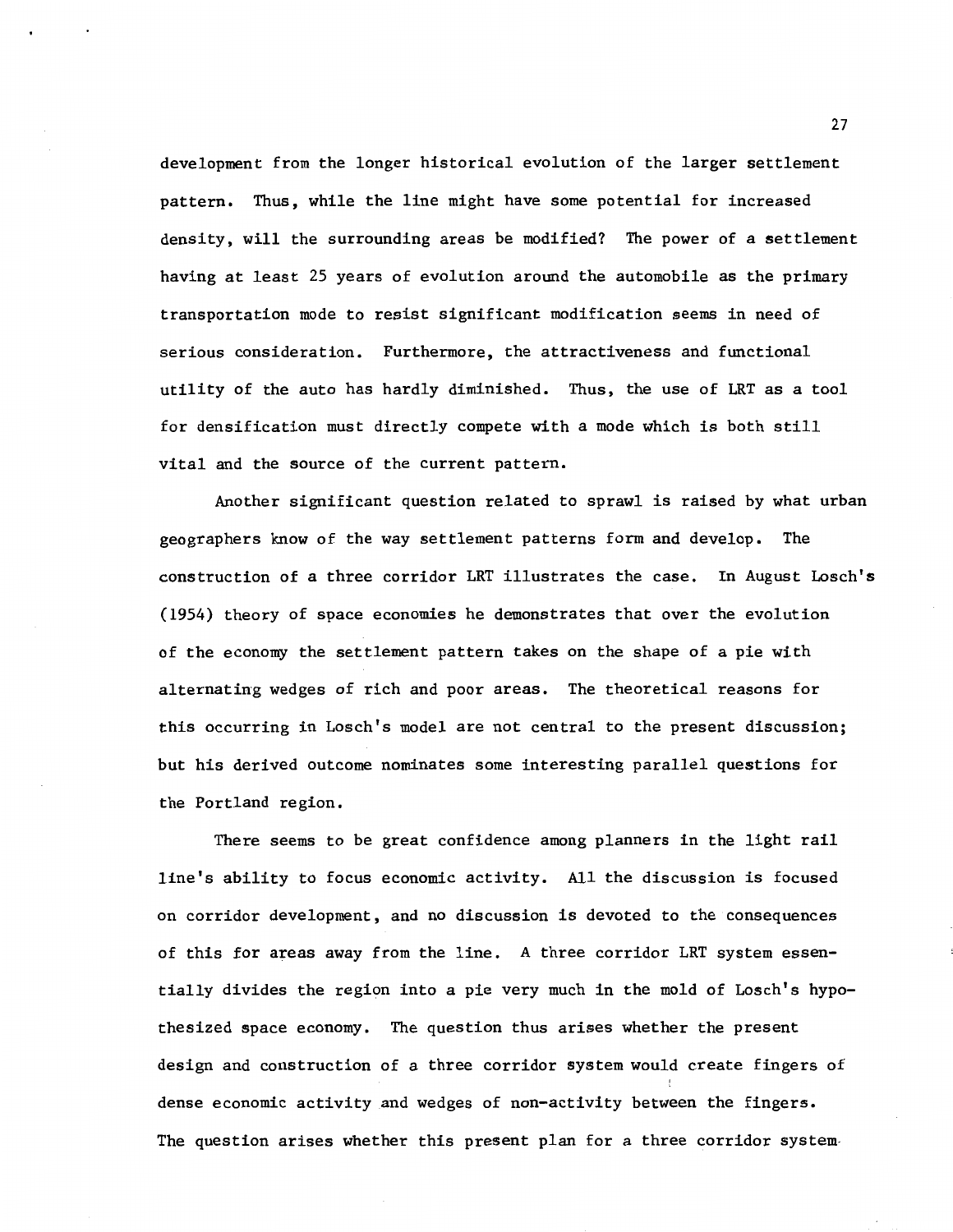development from the longer historical evolution of the larger settlement pattern. Thus, while the line might have some potential for increased density, will the surrounding areas be modified? The power of a settlement having at least 25 years of evolution around the automobile as the primary transportation mode to resist significant modification seems in need of serious consideration. Furthermore, the attractiveness and functional utility of the auto has hardly diminished. Thus, the use of LRT as a tool for densification must directly compete with a mode which is both still vital and the source of the current pattern.

Another significant question related to sprawl is raised by what urban geographers know of the way settlement patterns form and develop. The construction of a three corridor LRT illustrates the case. In August Losch's (1954) theory of space economies he demonstrates that over the evolution of the economy the settlement pattern takes on the shape of a pie with alternating wedges of rich and poor areas. The theoretical reasons for this occurring in Losch's model are not central to the present discussion; but his derived outcome nominates some interesting parallel questions for the Portland region.

There seems to be great confidence among planners in the light rail line's ability to focus economic activity. All the discussion is focused on corridor development, and no discussion is devoted to the consequences of this for areas away from the line. A three corridor LRT system essentially divides the region into a pie very much in the mold of Losch's hypothesized space economy. The question thus arises whether the present design and construction of a three corridor system would create fingers of dense economic activity and wedges of non-activity between the fingers. The question arises whether this present plan for a three corridor system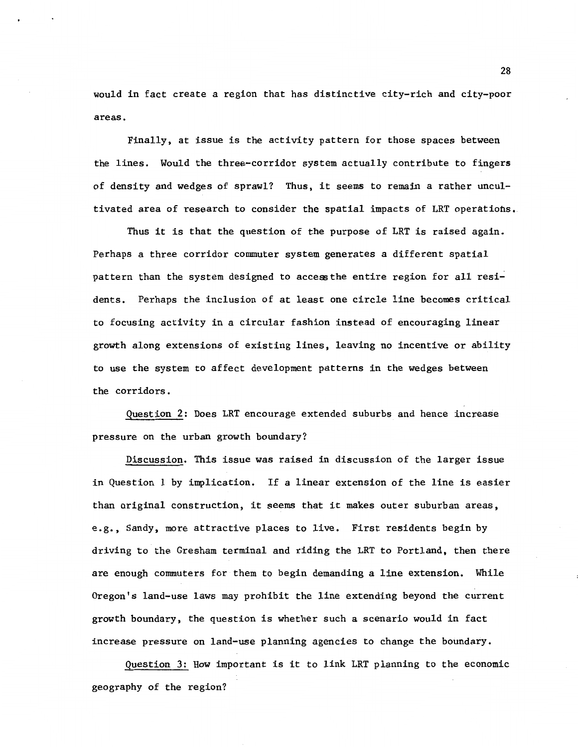would in fact create a region that has distinctive city-rich and city-poor areas.

Finally, at issue is the activity pattern for those spaces between the lines. Would the three-corridor system actually contribute to fingers of density and wedges of sprawl? Thus, it seems to remain a rather uncultivated area of research to consider the spatial impacts of LRT operations.

Thus it is that the question of the purpose of LRT is raised again. Perhaps a three corridor commuter system generates a different spatial pattern than the system designed to access the entire region for all residents. Perhaps the inclusion of at least one circle line becomes critical to focusing activity in a circular fashion instead of encouraging linear growth along extensions of existing lines, leaving no incentive or ability to use the system to affect development patterns in the wedges between the corridors.

<u>Question 2</u>: Does LRT encourage extended suburbs and hence increase pressure on the urban growth boundary?

<u>Discussion</u>. This issue was raised in discussion of the larger issue in Question 1 by implication. If a linear extension of the line is easier than original construction, it seems that it makes outer suburban areas, e.g., Sandy, more attractive places to live. First residents begin by driving to the Gresham terminal and riding the LRT to Portland, then there are enough commuters for them to begin demanding a line extension. While Oregon's land-use laws may prohibit the line extending beyond the current growth boundary, the question is whether such a scenario would in fact increase pressure on land-use planning agencies to change the boundary.

<u>Question 3:</u> How important is it to link LRT planning to the economic geography of the region?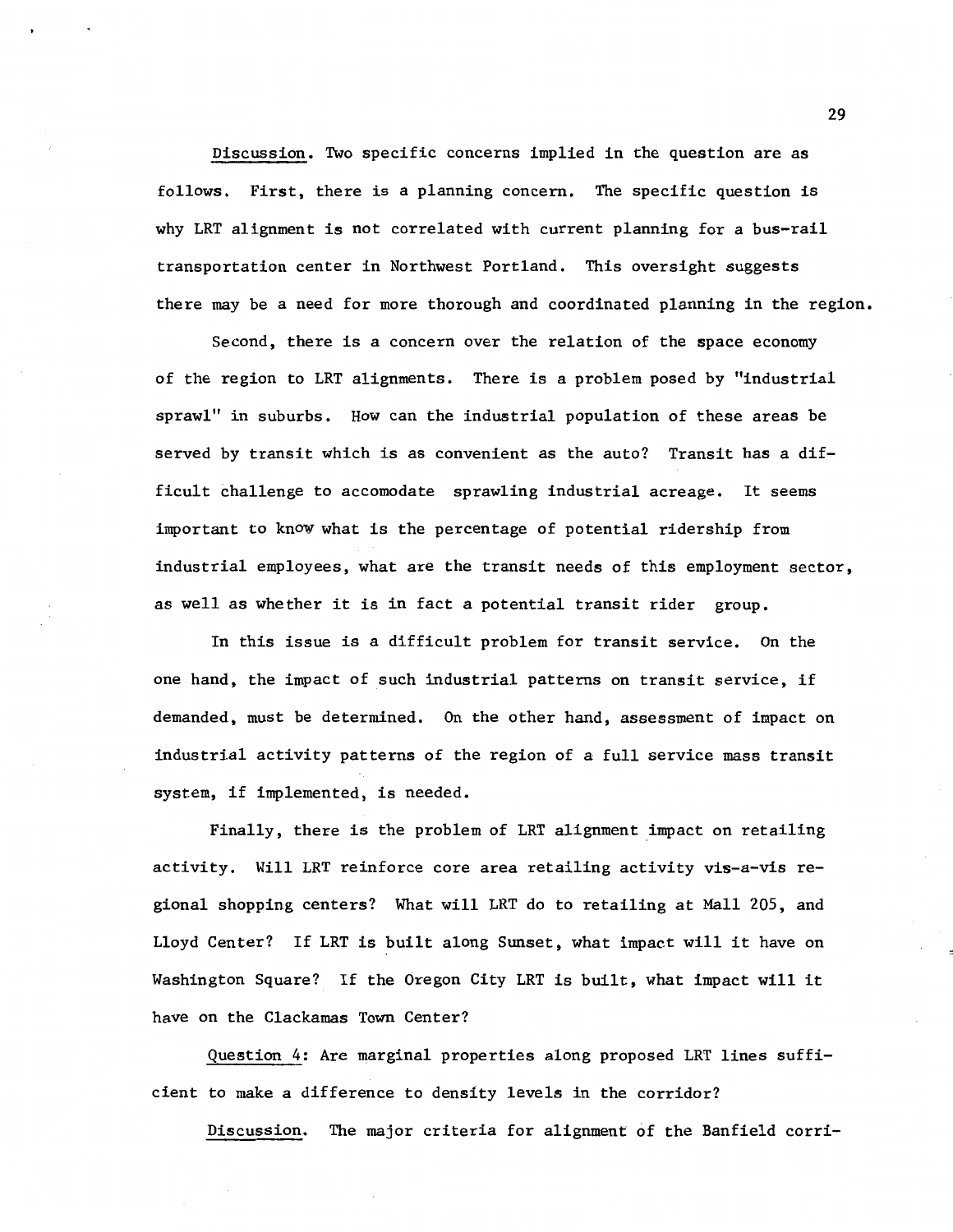Discussion. Two specific concerns implied in the question are as follows. First, there is a planning concern. The specific question is why LRT alignment is not correlated with current planning for a bus-rail transportation center in Northwest Portland. This oversight suggests there may be a need for more thorough and coordinated planning in the region.

Second, there is a concern over the relation of the space economy of the region to LRT alignments. There is a problem posed by "industrial sprawl" in suburbs. How can the industrial population of these areas be served by transit which is as convenient as the auto? Transit has a difficult challenge to accomodate sprawling industrial acreage. It seems important to know what is the percentage of potential ridership from industrial employees, what are the transit needs of this employment sector, as well as whether it is in fact a potential transit rider group.

In this issue is a difficult problem for transit service. On the one hand, the impact of such industrial patterns on transit service, if demanded, must be determined. On the other hand, assessment of impact on industrial activity patterns of the region of a full service mass transit system, if implemented, is needed.

Finally, there is the problem of LRT alignment impact on retailing activity. Will LRT reinforce core area retailing activity vis-a-vis regional shopping centers? What will LRT do to retailing at Mall 205, and Lloyd Center? If LRT is built along Sunset, what impact will it have on Washington Square? If the Oregon City LRT is built, what impact will it have on the Clackamas Town Center?

Question 4: Are marginal properties along proposed LRT lines sufficient to make a difference to density levels in the corridor?

Discussion. The major criteria for alignment of the Banfield corri-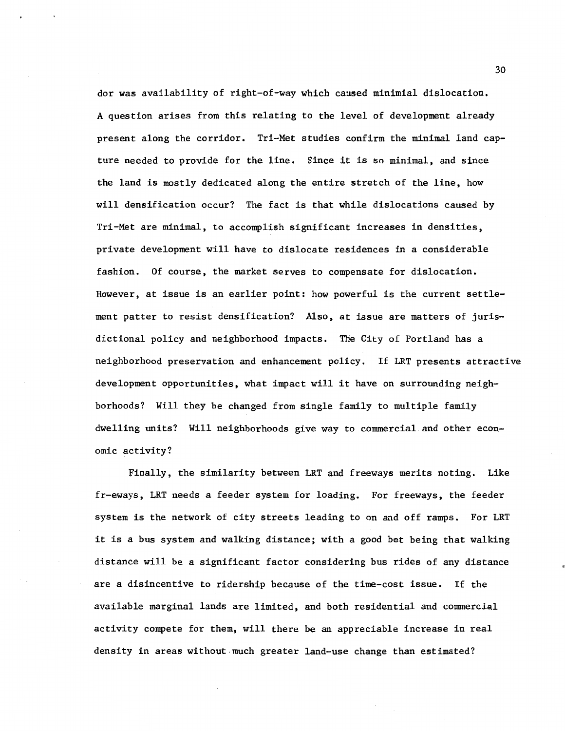dor was availability of right-of-way which caused minimial dislocation. A question arises from this relating to the level of development already present along the corridor. Tri-Met studies confirm the minimal land capture needed to provide for the line. Since it is so minimal, and since the land is mostly dedicated along the entire stretch of the line, how will densification occur? The fact is that while dislocations caused by Tri-Met are minimal, to accomplish significant increases in densities, private development will have to dislocate residences in a considerable fashion. Of course, the market serves to compensate for dislocation. However, at issue is an earlier point: how powerful is the current settlement patter to resist densification? Also, at issue are matters of jurisdictional policy and neighborhood impacts. The City of Portland has a neighborhood preservation and enhancement policy. If LRT presents attractive development opportunities, what impact will it have on surrounding neighborhoods? Will they be changed from single family to multiple family dwelling units? Will neighborhoods give way to commercial and other economic activity?

Finally, the similarity between LRT and freeways merits noting. Like fr-eways, LRT needs a feeder system for loading. For freeways, the feeder system is the network of city streets leading to on and off ramps. For LRT it is a bus system and walking distance; with a good bet being that walking distance will be a significant factor considering bus rides of any distance are a disincentive to ridership because of the time-cost issue. If the available marginal lands are limited, and both residential and commercial activity compete for them, will there be an appreciable increase in real density in areas without much greater land-use change than estimated?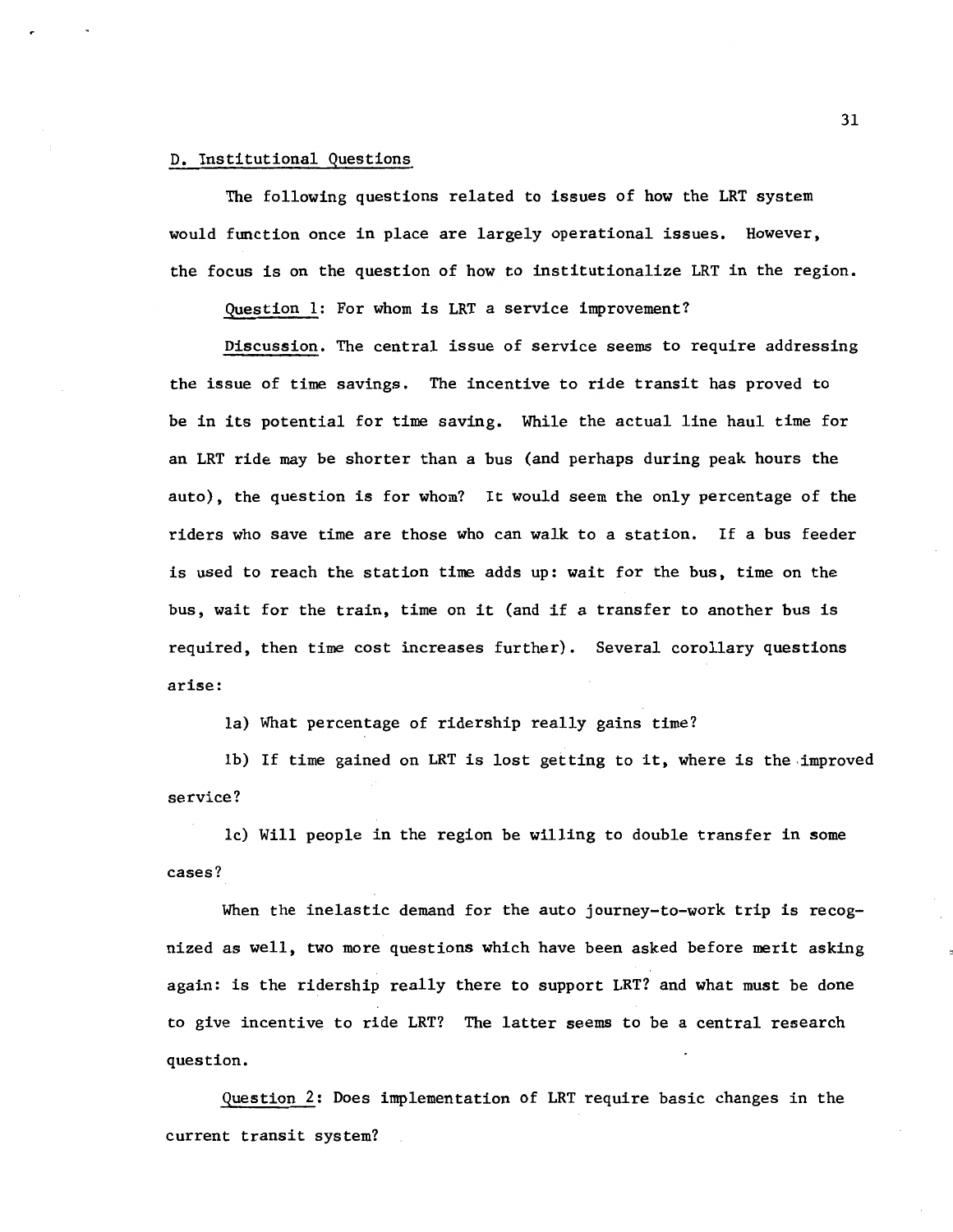## D. Institutional Questions

The following questions related to issues of how the LRT system would function once in place are largely operational issues. However, the focus is on the question of how to institutionalize LRT in the region.

Question 1: For whom is LRT a service improvement?

Discussion. The central issue of service seems to require addressing the issue of time savings. The incentive to ride transit has proved to be in its potential for time saving. While the actual line haul time for an LRT ride may be shorter than a bus (and perhaps during peak hours the auto), the question is for whom? It would seem the only percentage of the riders who save time are those who can walk to a station. If a bus feeder is used to reach the station time adds up: wait for the bus, time on the bus, wait for the train, time on it (and if a transfer to another bus is required, then time cost increases further). Several corollary questions arise:

1a) What percentage of ridership really gains time?

1b) If time gained on LRT is lost getting to it, where is the improved service?

1c) Will people in the region be willing to double transfer in some cases?

When the inelastic demand for the auto journey-to-work trip is recognized as well, two more questions which have been asked before merit asking again: is the ridership really there to support LRT? and what must be done to give incentive to ride LRT? The latter seems to be a central research question.

Question 2: Does implementation of LRT require basic changes in the current transit system?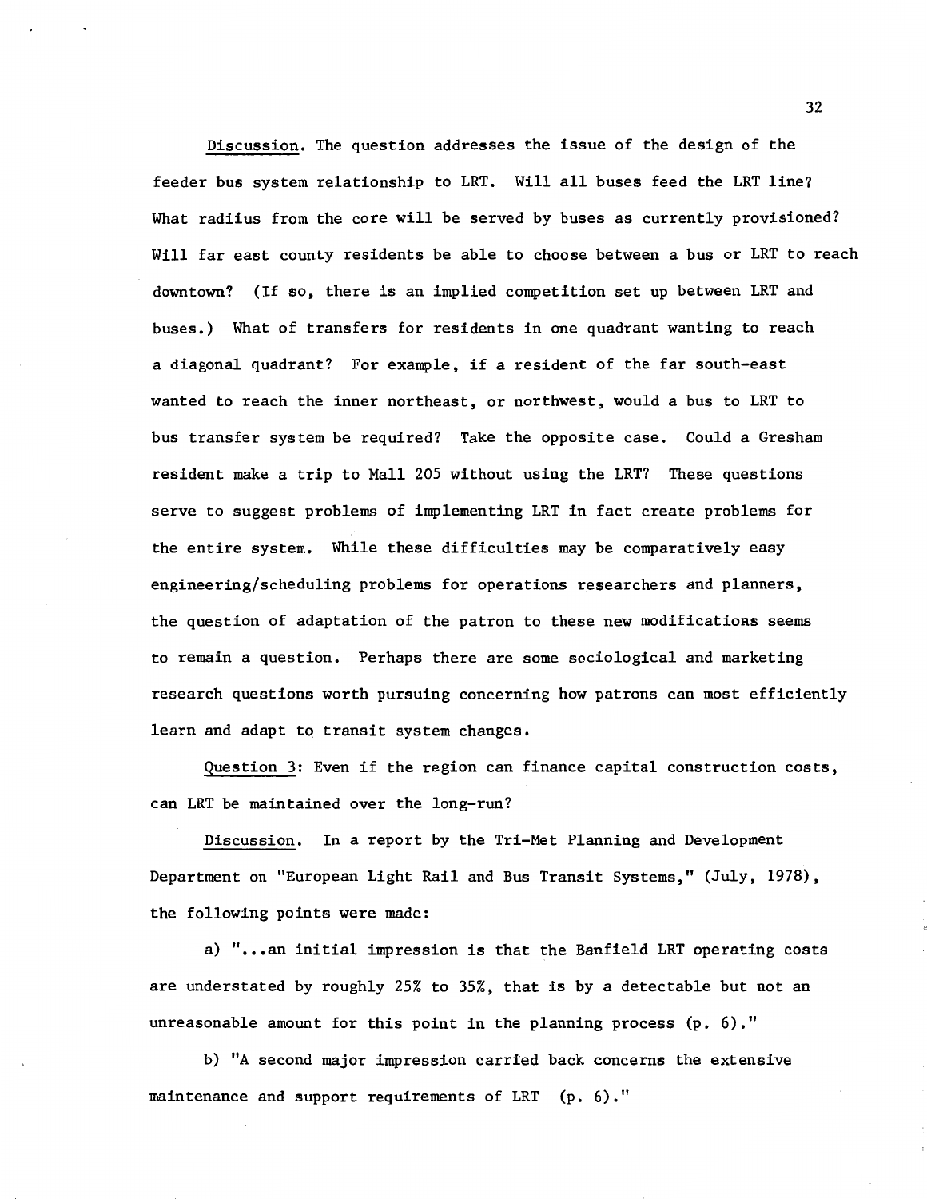Discussion. The question addresses the issue of the design of the feeder bus system relationship to LRT. Will all buses feed the LRT line? What radiius from the core will be served by buses as currently provisioned? Will far east county residents be able to choose between a bus or LRT to reach downtown? (If so, there is an implied competition set up between LRT and buses.) What of transfers for residents in one quadrant wanting to reach a diagonal quadrant? For example, if a resident of the far south-east wanted to reach the inner northeast, or northwest, would a bus to LRT to bus transfer system be required? Take the opposite case. Could a Gresham resident make a trip to Mall 205 without using the LRT? These questions serve to suggest problems of implementing LRT in fact create problems for the entire system. While these difficulties may be comparatively easy engineering/scheduling problems for operations researchers and planners, the question of adaptation of the patron to these new modifications seems to remain a question. Perhaps there are some sociological and marketing research questions worth pursuing concerning how patrons can most efficiently learn and adapt to transit system changes.

Question 3: Even if the region can finance capital construction costs, can LRT be maintained over the long-run?

Discussion. In a report by the Tri-Met Planning and Development Department on "European Light Rail and Bus Transit Systems," (July, 1978), the following points were made:

a) "...an initial impression is that the Banfield LRT operating costs are understated by roughly 25% to 35%, that is by a detectable but not an unreasonable amount for this point in the planning process (p. 6)."

b) "A second major impression carried back concerns the extensive maintenance and support requirements of LRT (p. 6)."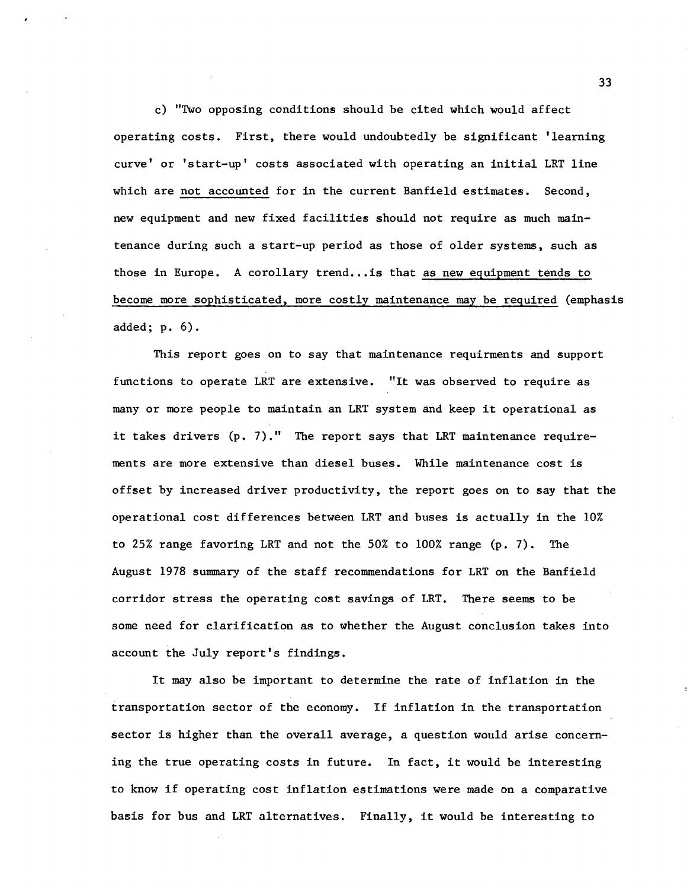c) "Two opposing conditions should be cited which would affect operating costs. First, there would undoubtedly be significant 'learning curve' or 'start-up' costs associated with operating an initial LRT line which are <u>not accounted</u> for in the current Banfield estimates. Second, new equipment and new fixed facilities should not require as much maintenance during such a start-up period as those of older systems, such as those in Europe. A corollary trend...is that <u>as new equipment tends to become more sophisticated, more costly maintenance may be required</u> (emphasis added; p. 6).

This report goes on to say that maintenance requirments and support functions to operate LRT are extensive. "It was observed to require as many or more people to maintain an LRT system and keep it operational as it takes drivers (p. 7)." The report says that LRT maintenance requirements are more extensive than diesel buses. While maintenance cost is offset by increased driver productivity, the report goes on to say that the operational cost differences between LRT and buses is actually in the 10% to 25% range favoring LRT and not the 50% to 100% range (p. 7). The August 1978 summary of the staff recommendations for LRT on the Banfield corridor stress the operating cost savings of LRT. There seems to be some need for clarification as to whether the August conclusion takes into account the July report's findings.

It may also be important to determine the rate of inflation in the transportation sector of the economy. If inflation in the transportation sector is higher than the overall average, a question would arise concerning the true operating costs in future. In fact, it would be interesting to know if operating cost inflation estimations were made on a comparative basis for bus and LRT alternatives. Finally, it would be interesting to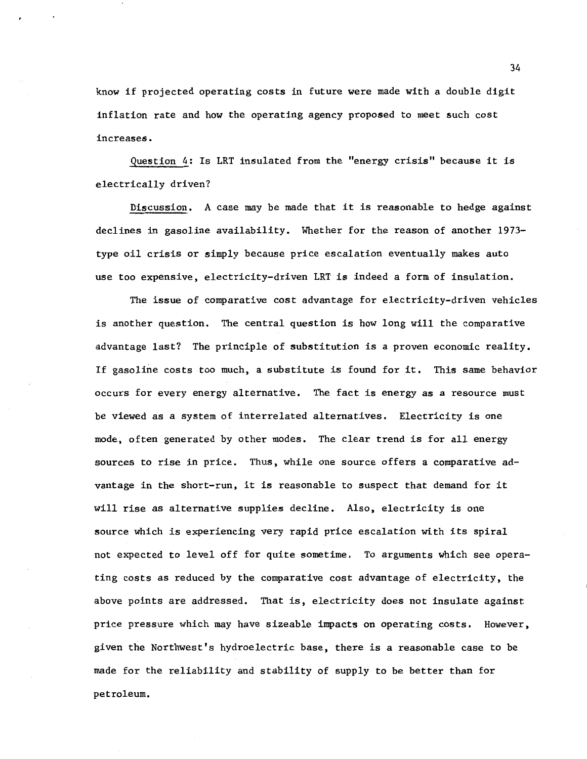know if projected operating costs in future were made with a double digit inflation rate and how the operating agency proposed to meet such cost increases.

Question 4: Is LRT insulated from the "energy crisis" because it is electrically driven?

Discussion. A case may be made that it is reasonable to hedge against declines in gasoline availability. Whether for the reason of another 1973-type oil crisis or simply because price escalation eventually makes auto use too expensive, electricity-driven LRT is indeed a form of insulation.

The issue of comparative cost advantage for electricity-driven vehicles is another question. The central question is how long will the comparative advantage last? The principle of substitution is a proven economic reality. If gasoline costs too much, a substitute is found for it. This same behavior occurs for every energy alternative. The fact is energy as a resource must be viewed as a system of interrelated alternatives. Electricity is one mode, often generated by other modes. The clear trend is for all energy sources to rise in price. Thus, while one source offers a comparative advantage in the short-run, it is reasonable to suspect that demand for it will rise as alternative supplies decline. Also, electricity is one source which is experiencing very rapid price escalation with its spiral not expected to level off for quite sometime. To arguments which see operating costs as reduced by the comparative cost advantage of electricity, the above points are addressed. That is, electricity does not insulate against price pressure which may have sizeable impacts on operating costs. However, given the Northwest's hydroelectric base, there is a reasonable case to be made for the reliability and stability of supply to be better than for petroleum.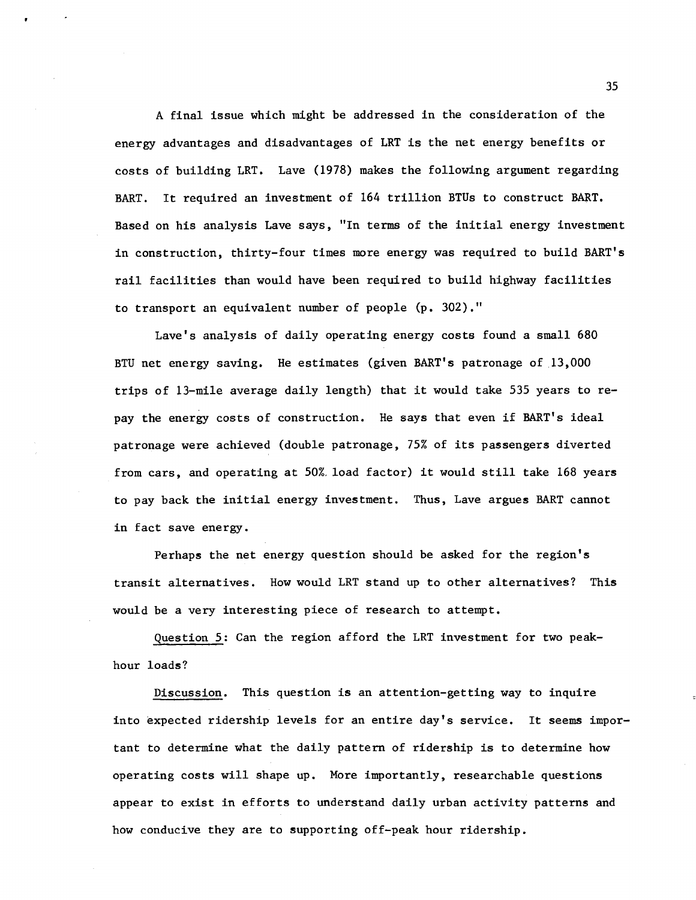A final issue which might be addressed in the consideration of the energy advantages and disadvantages of LRT is the net energy benefits or costs of building LRT. Lave (1978) makes the following argument regarding BART. It required an investment of 164 trillion BTUs to construct BART. Based on his analysis Lave says, "In terms of the initial energy investment in construction, thirty-four times more energy was required to build BART's rail facilities than would have been required to build highway facilities to transport an equivalent number of people (p. 302)."

Lave's analysis of daily operating energy costs found a small 680 BTU net energy saving. He estimates (given BART's patronage of 13,000 trips of 13-mile average daily length) that it would take 535 years to repay the energy costs of construction. He says that even if BART's ideal patronage were achieved (double patronage, 75% of its passengers diverted from cars, and operating at 50% load factor) it would still take 168 years to pay back the initial energy investment. Thus, Lave argues BART cannot in fact save energy.

Perhaps the net energy question should be asked for the region's transit alternatives. How would LRT stand up to other alternatives? This would be a very interesting piece of research to attempt.

<u>Question 5</u>: Can the region afford the LRT investment for two peak-hour loads?

<u>Discussion</u>. This question is an attention-getting way to inquire into expected ridership levels for an entire day's service. It seems important to determine what the daily pattern of ridership is to determine how operating costs will shape up. More importantly, researchable questions appear to exist in efforts to understand daily urban activity patterns and how conducive they are to supporting off-peak hour ridership.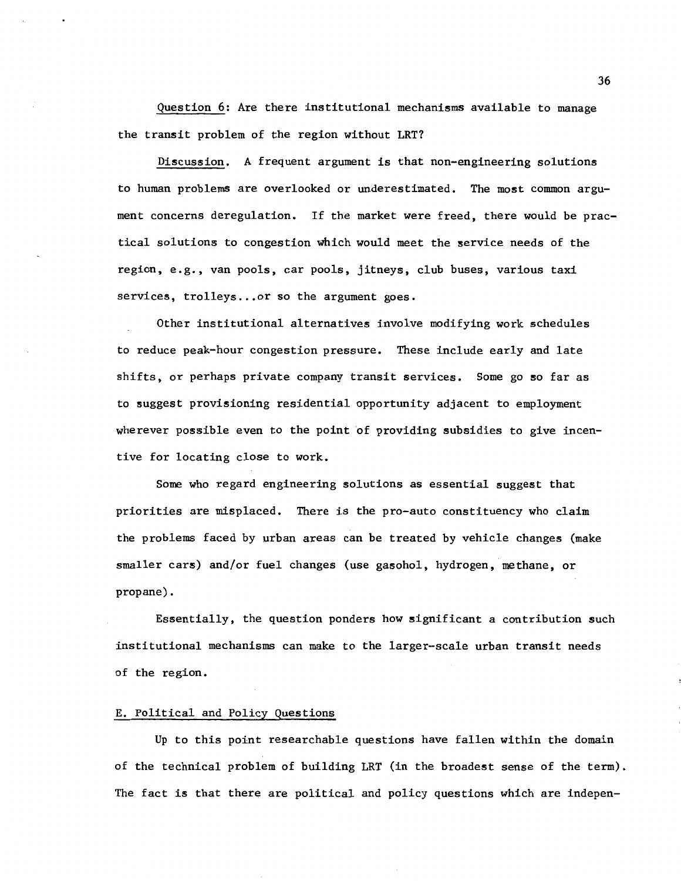Question 6: Are there institutional mechanisms available to manage the transit problem of the region without LRT?

Discussion. A frequent argument is that non-engineering solutions to human problems are overlooked or underestimated. The most common argument concerns deregulation. If the market were freed, there would be practical solutions to congestion which would meet the service needs of the region, e.g., van pools, car pools, jitneys, club buses, various taxi services, trolleys...or so the argument goes.

Other institutional alternatives involve modifying work schedules to reduce peak-hour congestion pressure. These include early and late shifts, or perhaps private company transit services. Some go so far as to suggest provisioning residential opportunity adjacent to employment wherever possible even to the point of providing subsidies to give incentive for locating close to work.

Some who regard engineering solutions as essential suggest that priorities are misplaced. There is the pro-auto constituency who claim the problems faced by urban areas can be treated by vehicle changes (make smaller cars) and/or fuel changes (use gasohol, hydrogen, methane, or propane).

Essentially, the question ponders how significant a contribution such institutional mechanisms can make to the larger-scale urban transit needs of the region.

## E. Political and Policy Questions

Up to this point researchable questions have fallen within the domain of the technical problem of building LRT (in the broadest sense of the term). The fact is that there are political and policy questions which are indepen-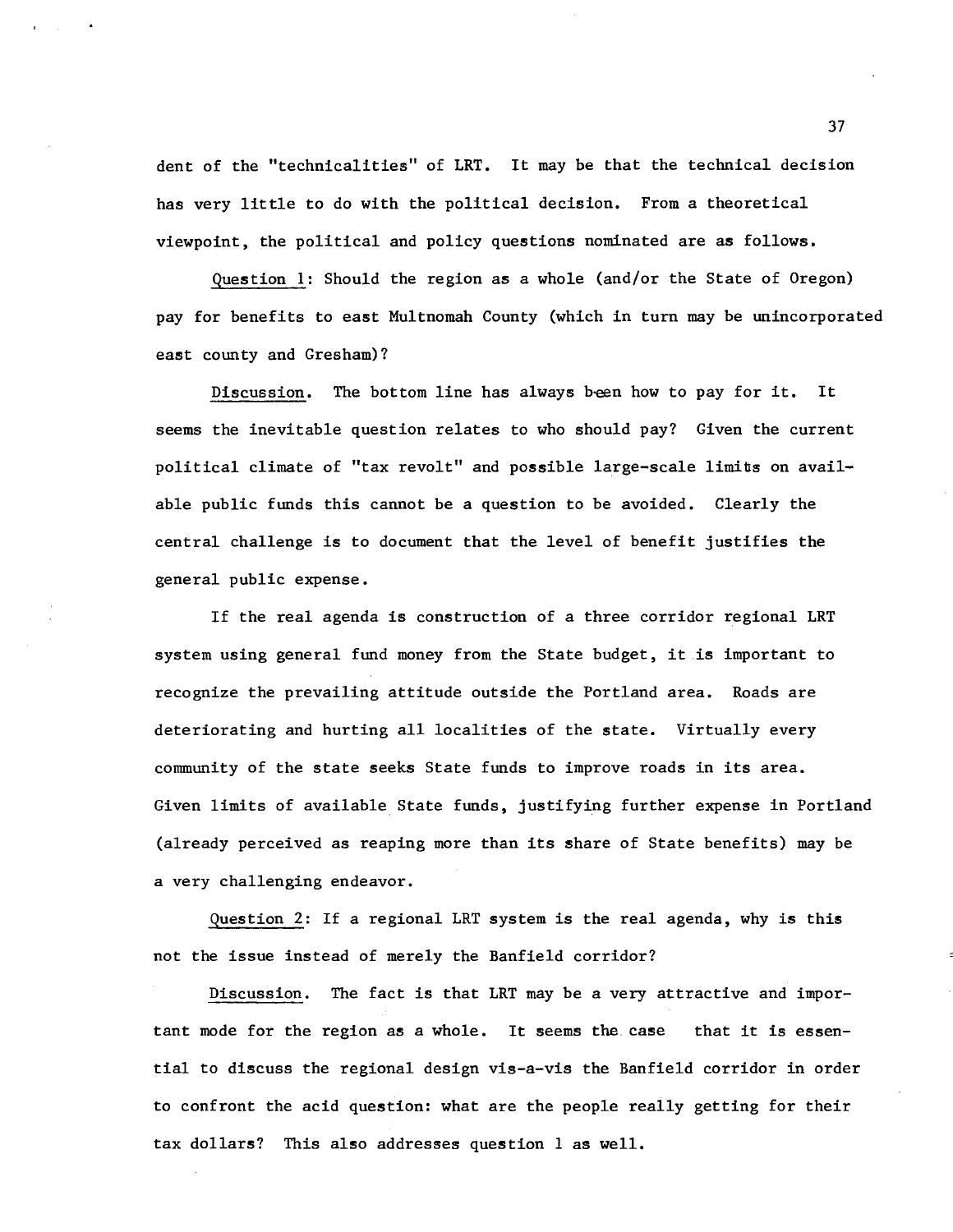dent of the "technicalities" of LRT. It may be that the technical decision has very little to do with the political decision. From a theoretical viewpoint, the political and policy questions nominated are as follows.

Question 1: Should the region as a whole (and/or the State of Oregon) pay for benefits to east Multnomah County (which in turn may be unincorporated east county and Gresham)?

Discussion. The bottom line has always been how to pay for it. It seems the inevitable question relates to who should pay? Given the current political climate of "tax revolt" and possible large-scale limits on available public funds this cannot be a question to be avoided. Clearly the central challenge is to document that the level of benefit justifies the general public expense.

If the real agenda is construction of a three corridor regional LRT system using general fund money from the State budget, it is important to recognize the prevailing attitude outside the Portland area. Roads are deteriorating and hurting all localities of the state. Virtually every community of the state seeks State funds to improve roads in its area. Given limits of available State funds, justifying further expense in Portland (already perceived as reaping more than its share of State benefits) may be a very challenging endeavor.

Question 2: If a regional LRT system is the real agenda, why is this not the issue instead of merely the Banfield corridor?

Discussion. The fact is that LRT may be a very attractive and important mode for the region as a whole. It seems the case that it is essential to discuss the regional design vis-a-vis the Banfield corridor in order to confront the acid question: what are the people really getting for their tax dollars? This also addresses question 1 as well.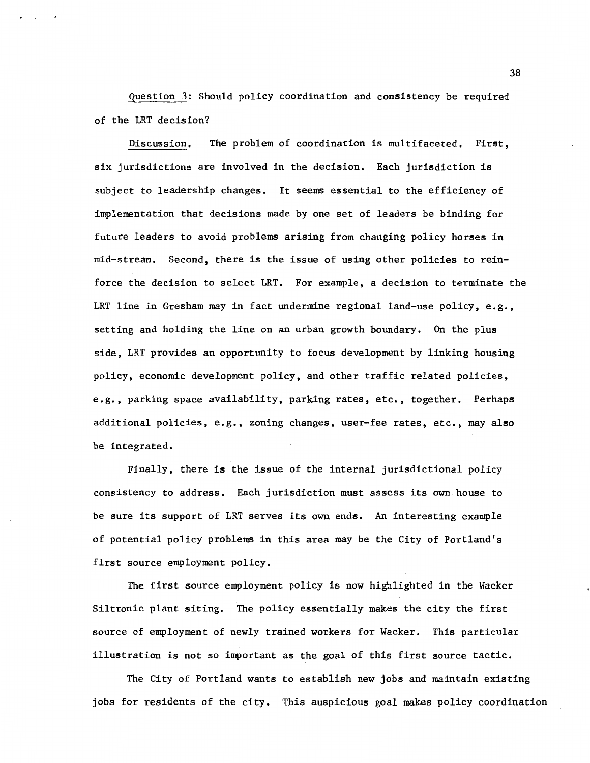Question 3: Should policy coordination and consistency be required of the LRT decision?

Discussion. The problem of coordination is multifaceted. First, six jurisdictions are involved in the decision. Each jurisdiction is subject to leadership changes. It seems essential to the efficiency of implementation that decisions made by one set of leaders be binding for future leaders to avoid problems arising from changing policy horses in mid-stream. Second, there is the issue of using other policies to reinforce the decision to select LRT. For example, a decision to terminate the LRT line in Gresham may in fact undermine regional land-use policy, e.g., setting and holding the line on an urban growth boundary. On the plus side, LRT provides an opportunity to focus development by linking housing policy, economic development policy, and other traffic related policies, e.g., parking space availability, parking rates, etc., together. Perhaps additional policies, e.g., zoning changes, user-fee rates, etc., may also be integrated.

Finally, there is the issue of the internal jurisdictional policy consistency to address. Each jurisdiction must assess its own house to be sure its support of LRT serves its own ends. An interesting example of potential policy problems in this area may be the City of Portland's first source employment policy.

The first source employment policy is now highlighted in the Wacker Siltronic plant siting. The policy essentially makes the city the first source of employment of newly trained workers for Wacker. This particular illustration is not so important as the goal of this first source tactic.

The City of Portland wants to establish new jobs and maintain existing jobs for residents of the city. This auspicious goal makes policy coordination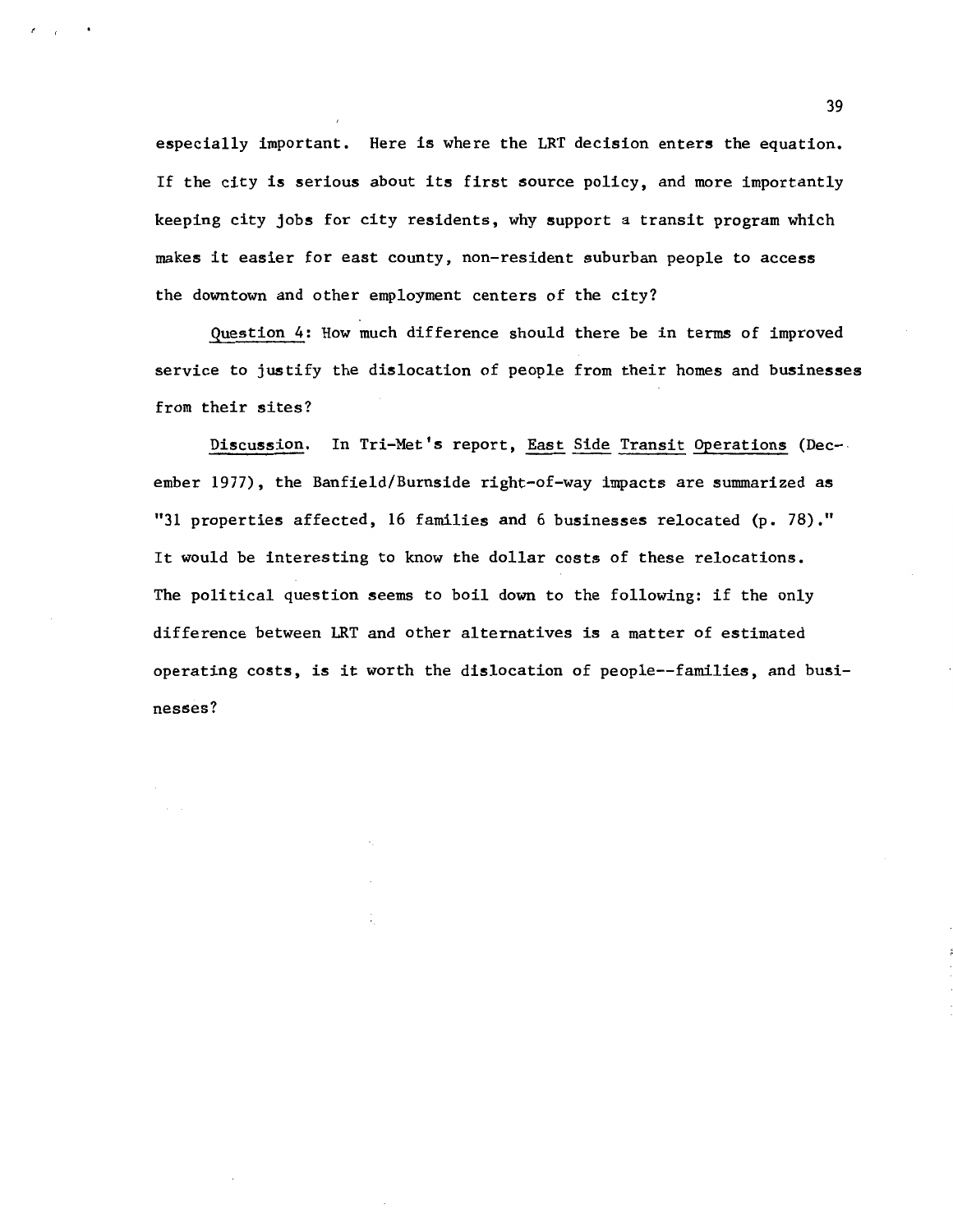especially important. Here is where the LRT decision enters the equation. If the city is serious about its first source policy, and more importantly keeping city jobs for city residents, why support a transit program which makes it easier for east county, non-resident suburban people to access the downtown and other employment centers of the city?

Question 4: How much difference should there be in terms of improved service to justify the dislocation of people from their homes and businesses from their sites?

Discussion. In Tri-Met's report, East Side Transit Operations (December 1977), the Banfield/Burnside right-of-way impacts are summarized as "31 properties affected, 16 families and 6 businesses relocated (p. 78)." It would be interesting to know the dollar costs of these relocations. The political question seems to boil down to the following: if the only difference between LRT and other alternatives is a matter of estimated operating costs, is it worth the dislocation of people--families, and businesses?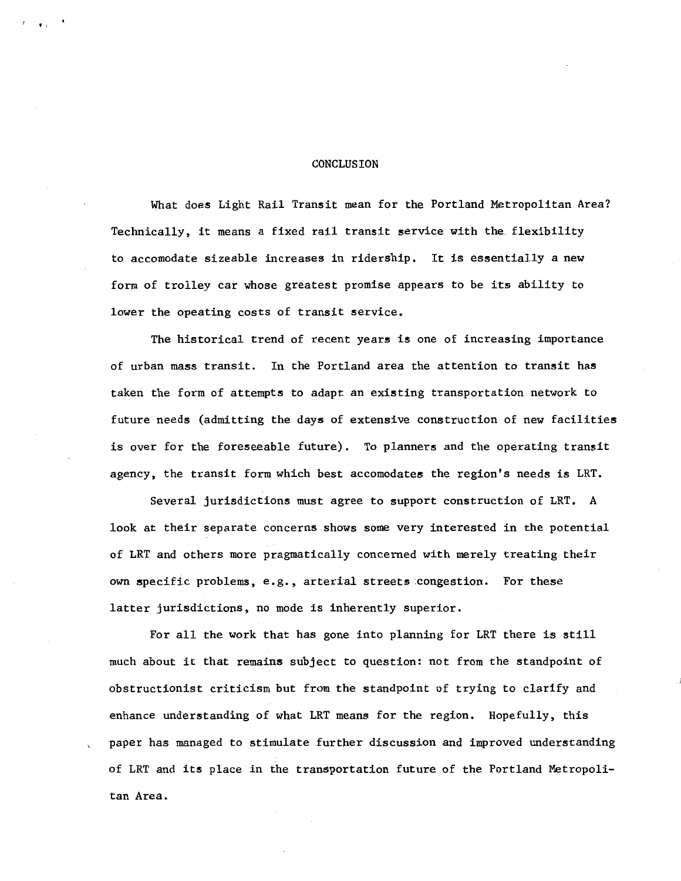# CONCLUSION

What does Light Rail Transit mean for the Portland Metropolitan Area? Technically, it means a fixed rail transit service with the flexibility to accomodate sizeable increases in ridership. It is essentially a new form of trolley car whose greatest promise appears to be its ability to lower the opeating costs of transit service.

The historical trend of recent years is one of increasing importance of urban mass transit. In the Portland area the attention to transit has taken the form of attempts to adapt an existing transportation network to future needs (admitting the days of extensive construction of new facilities is over for the foreseeable future). To planners and the operating transit agency, the transit form which best accomodates the region's needs is LRT.

Several jurisdictions must agree to support construction of LRT. A look at their separate concerns shows some very interested in the potential of LRT and others more pragmatically concerned with merely treating their own specific problems, e.g., arterial streets congestion. For these latter jurisdictions, no mode is inherently superior.

For all the work that has gone into planning for LRT there is still much about it that remains subject to question: not from the standpoint of obstructionist criticism but from the standpoint of trying to clarify and enhance understanding of what LRT means for the region. Hopefully, this paper has managed to stimulate further discussion and improved understanding of LRT and its place in the transportation future of the Portland Metropolitan Area.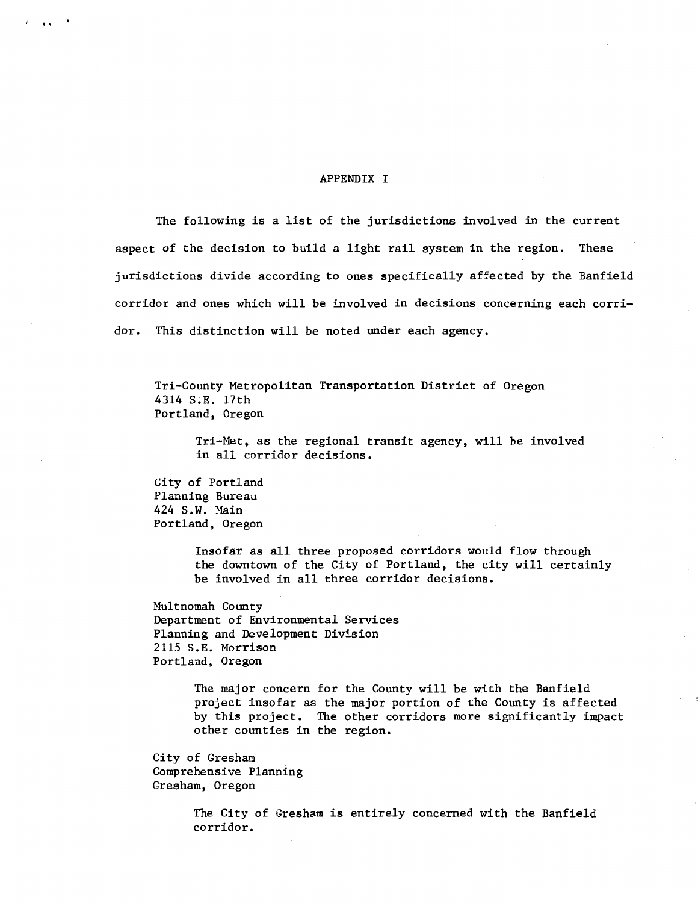# APPENDIX I

The following is a list of the jurisdictions involved in the current aspect of the decision to build a light rail system in the region. These jurisdictions divide according to ones specifically affected by the Banfield corridor and ones which will be involved in decisions concerning each corridor. This distinction will be noted under each agency.

Tri-County Metropolitan Transportation District of Oregon
4314 S.E. 17th
Portland, Oregon

> Tri-Met, as the regional transit agency, will be involved in all corridor decisions.

City of Portland
Planning Bureau
424 S.W. Main
Portland, Oregon

> Insofar as all three proposed corridors would flow through the downtown of the City of Portland, the city will certainly be involved in all three corridor decisions.

Multnomah County
Department of Environmental Services
Planning and Development Division
2115 S.E. Morrison
Portland, Oregon

> The major concern for the County will be with the Banfield project insofar as the major portion of the County is affected by this project. The other corridors more significantly impact other counties in the region.

City of Gresham
Comprehensive Planning
Gresham, Oregon

> The City of Gresham is entirely concerned with the Banfield corridor.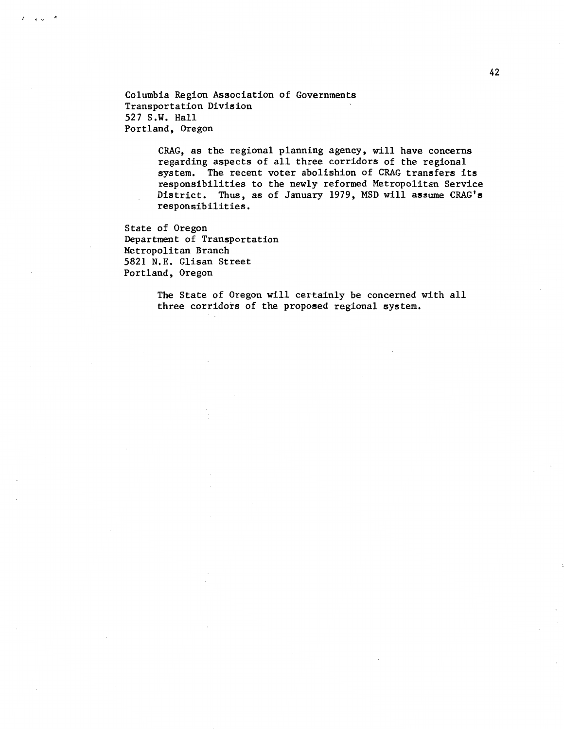Columbia Region Association of Governments
Transportation Division
527 S.W. Hall
Portland, Oregon

> CRAG, as the regional planning agency, will have concerns regarding aspects of all three corridors of the regional system. The recent voter abolishion of CRAG transfers its responsibilities to the newly reformed Metropolitan Service District. Thus, as of January 1979, MSD will assume CRAG's responsibilities.

State of Oregon
Department of Transportation
Metropolitan Branch
5821 N.E. Glisan Street
Portland, Oregon

> The State of Oregon will certainly be concerned with all three corridors of the proposed regional system.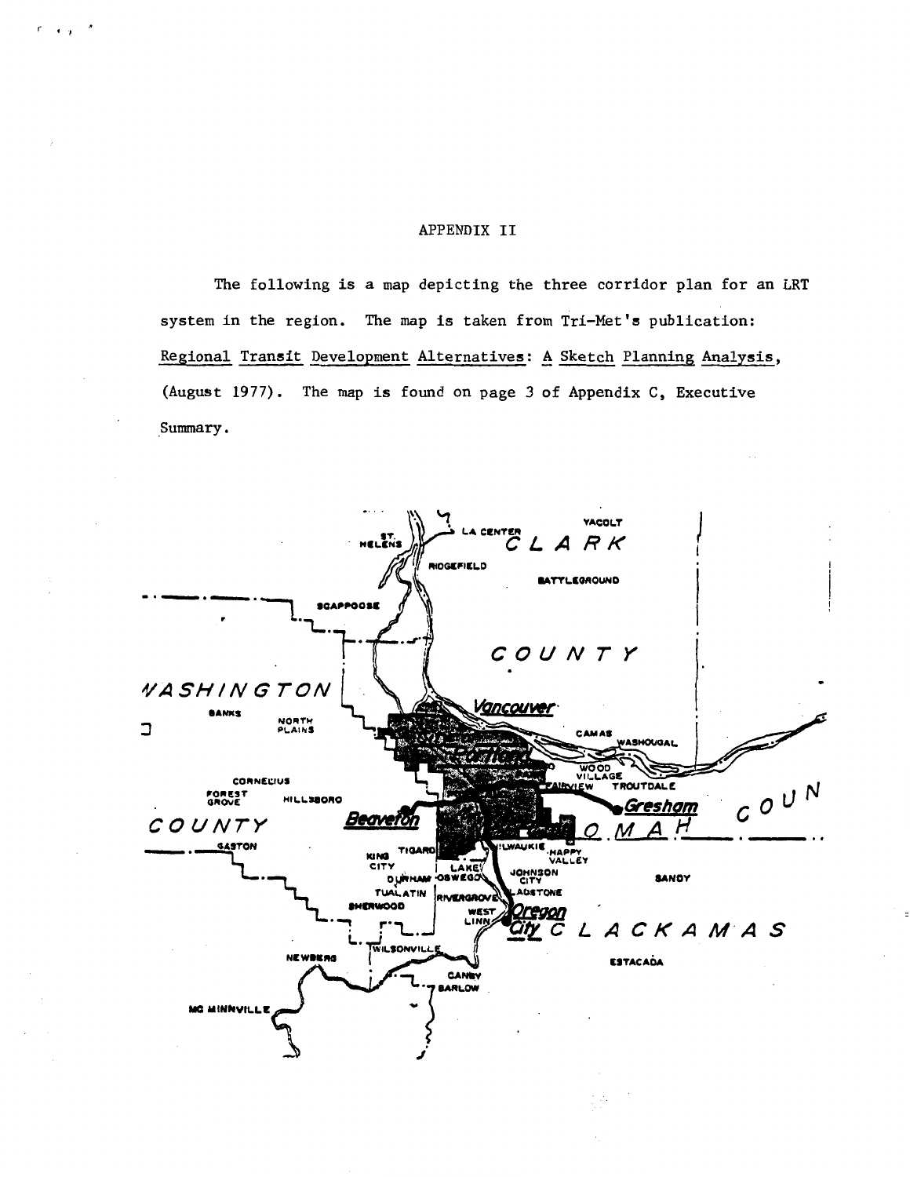APPENDIX II

The following is a map depicting the three corridor plan for an LRT system in the region. The map is taken from Tri-Met's publication: Regional Transit Development Alternatives: A Sketch Planning Analysis, (August 1977). The map is found on page 3 of Appendix C, Executive Summary.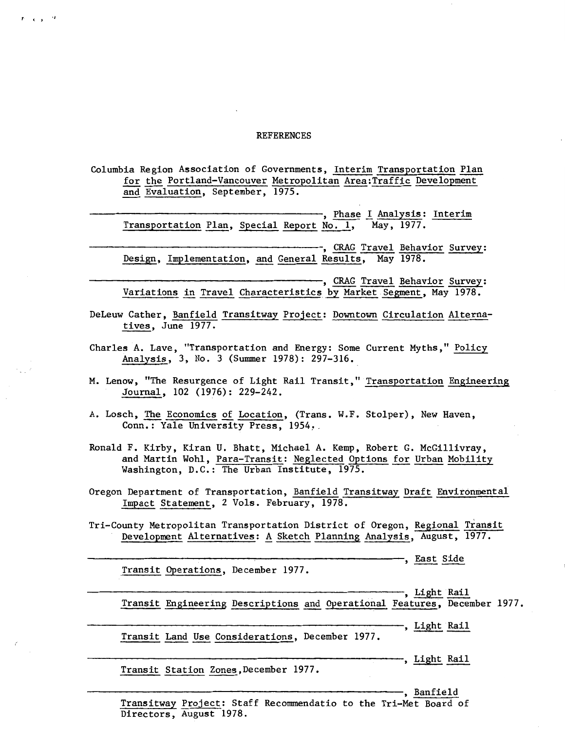# REFERENCES

Columbia Region Association of Governments, Interim Transportation Plan for the Portland-Vancouver Metropolitan Area:Traffic Development and Evaluation, September, 1975.

———————————————————, Phase I Analysis: Interim Transportation Plan, Special Report No. 1, May, 1977.

———————————————————, CRAG Travel Behavior Survey: Design, Implementation, and General Results, May 1978.

———————————————————, CRAG Travel Behavior Survey: Variations in Travel Characteristics by Market Segment, May 1978.

DeLeuw Cather, Banfield Transitway Project: Downtown Circulation Alternatives, June 1977.

Charles A. Lave, "Transportation and Energy: Some Current Myths," Policy Analysis, 3, No. 3 (Summer 1978): 297-316.

M. Lenow, "The Resurgence of Light Rail Transit," Transportation Engineering Journal, 102 (1976): 229-242.

A. Losch, The Economics of Location, (Trans. W.F. Stolper), New Haven, Conn.: Yale University Press, 1954.

Ronald F. Kirby, Kiran U. Bhatt, Michael A. Kemp, Robert G. McGillivray, and Martin Wohl, Para-Transit: Neglected Options for Urban Mobility Washington, D.C.: The Urban Institute, 1975.

Oregon Department of Transportation, Banfield Transitway Draft Environmental Impact Statement, 2 Vols. February, 1978.

Tri-County Metropolitan Transportation District of Oregon, Regional Transit Development Alternatives: A Sketch Planning Analysis, August, 1977.

———————————————————, East Side Transit Operations, December 1977.

———————————————————, Light Rail Transit Engineering Descriptions and Operational Features, December 1977.

———————————————————, Light Rail Transit Land Use Considerations, December 1977.

———————————————————, Light Rail Transit Station Zones,December 1977.

———————————————————, Banfield Transitway Project: Staff Recommendatio to the Tri-Met Board of Directors, August 1978.